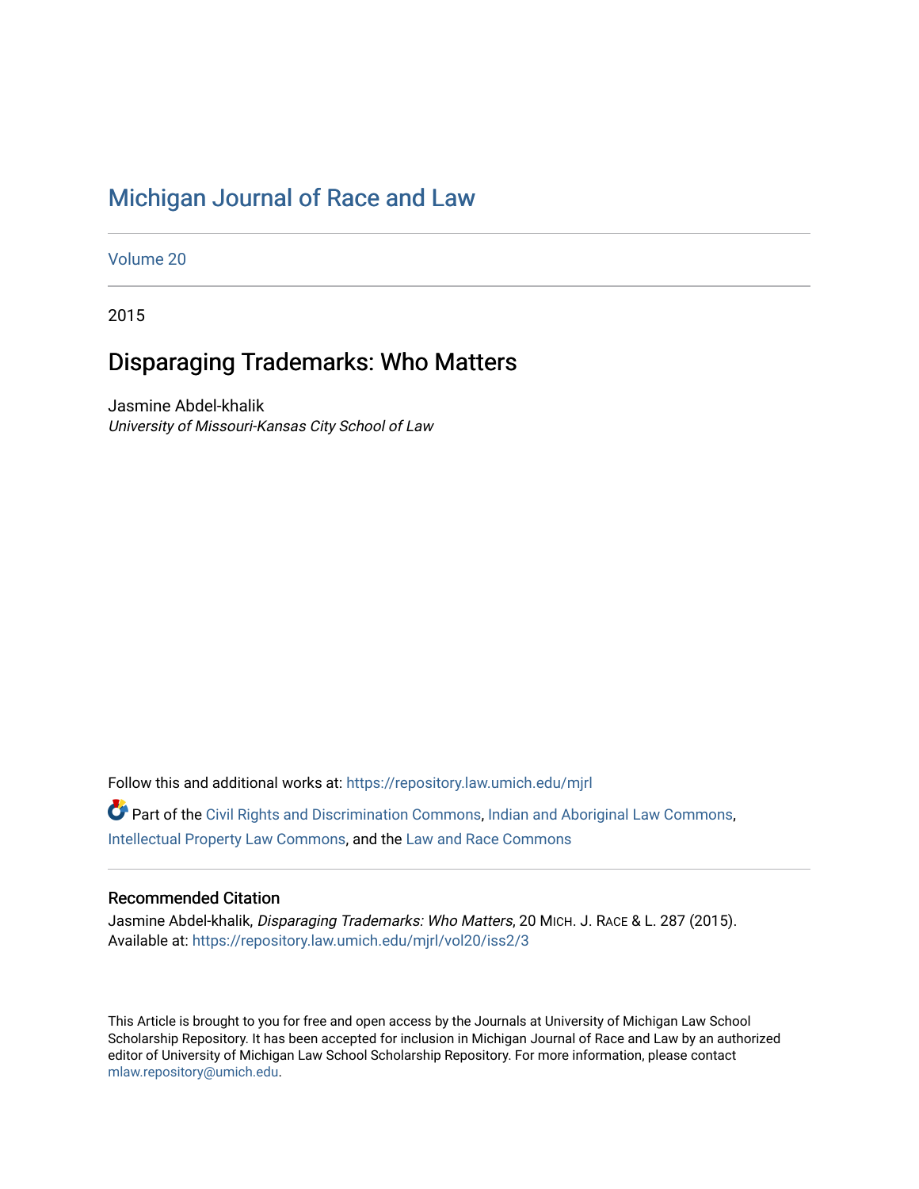# Michigan Journal of Race and Law

Volume 20

2015

## Disparaging Trademarks: Who Matters

Jasmine Abdel-khalik
*University of Missouri-Kansas City School of Law*

Follow this and additional works at: https://repository.law.umich.edu/mjrl

Part of the Civil Rights and Discrimination Commons, Indian and Aboriginal Law Commons, Intellectual Property Law Commons, and the Law and Race Commons

### Recommended Citation

Jasmine Abdel-khalik, *Disparaging Trademarks: Who Matters*, 20 Mich. J. Race & L. 287 (2015).
Available at: https://repository.law.umich.edu/mjrl/vol20/iss2/3

This Article is brought to you for free and open access by the Journals at University of Michigan Law School Scholarship Repository. It has been accepted for inclusion in Michigan Journal of Race and Law by an authorized editor of University of Michigan Law School Scholarship Repository. For more information, please contact mlaw.repository@umich.edu.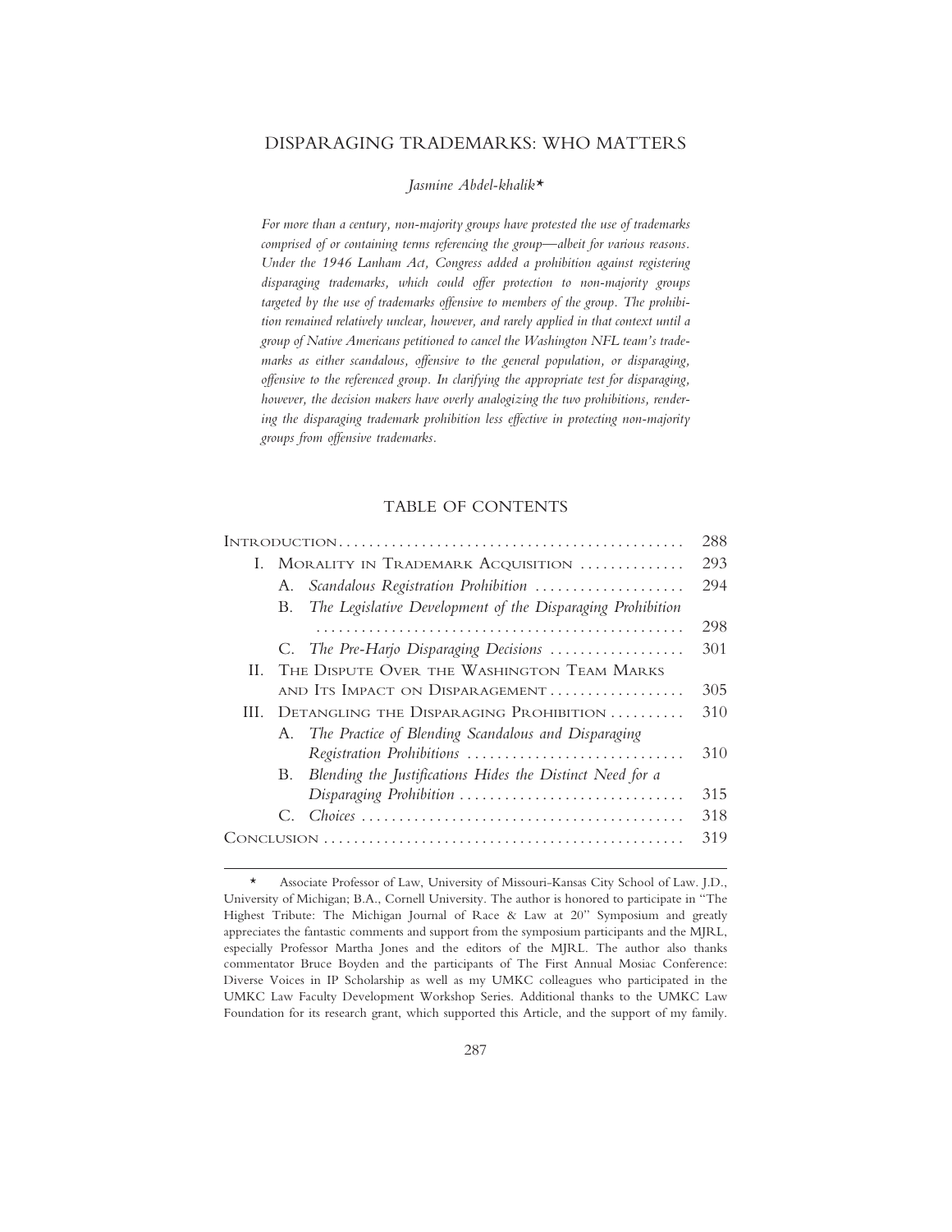# DISPARAGING TRADEMARKS: WHO MATTERS

*Jasmine Abdel-khalik*\*

*For more than a century, non-majority groups have protested the use of trademarks comprised of or containing terms referencing the group—albeit for various reasons. Under the 1946 Lanham Act, Congress added a prohibition against registering disparaging trademarks, which could offer protection to non-majority groups targeted by the use of trademarks offensive to members of the group. The prohibition remained relatively unclear, however, and rarely applied in that context until a group of Native Americans petitioned to cancel the Washington NFL team's trademarks as either scandalous, offensive to the general population, or disparaging, offensive to the referenced group. In clarifying the appropriate test for disparaging, however, the decision makers have overly analogizing the two prohibitions, rendering the disparaging trademark prohibition less effective in protecting non-majority groups from offensive trademarks.*

## TABLE OF CONTENTS

| | |
|---|---|
| INTRODUCTION | 288 |
| I. MORALITY IN TRADEMARK ACQUISITION | 293 |
| A. *Scandalous Registration Prohibition* | 294 |
| B. *The Legislative Development of the Disparaging Prohibition* | 298 |
| C. *The Pre-Harjo Disparaging Decisions* | 301 |
| II. THE DISPUTE OVER THE WASHINGTON TEAM MARKS AND ITS IMPACT ON DISPARAGEMENT | 305 |
| III. DETANGLING THE DISPARAGING PROHIBITION | 310 |
| A. *The Practice of Blending Scandalous and Disparaging Registration Prohibitions* | 310 |
| B. *Blending the Justifications Hides the Distinct Need for a Disparaging Prohibition* | 315 |
| C. *Choices* | 318 |
| CONCLUSION | 319 |

---

\* Associate Professor of Law, University of Missouri-Kansas City School of Law. J.D., University of Michigan; B.A., Cornell University. The author is honored to participate in "The Highest Tribute: The Michigan Journal of Race & Law at 20" Symposium and greatly appreciates the fantastic comments and support from the symposium participants and the MJRL, especially Professor Martha Jones and the editors of the MJRL. The author also thanks commentator Bruce Boyden and the participants of The First Annual Mosiac Conference: Diverse Voices in IP Scholarship as well as my UMKC colleagues who participated in the UMKC Law Faculty Development Workshop Series. Additional thanks to the UMKC Law Foundation for its research grant, which supported this Article, and the support of my family.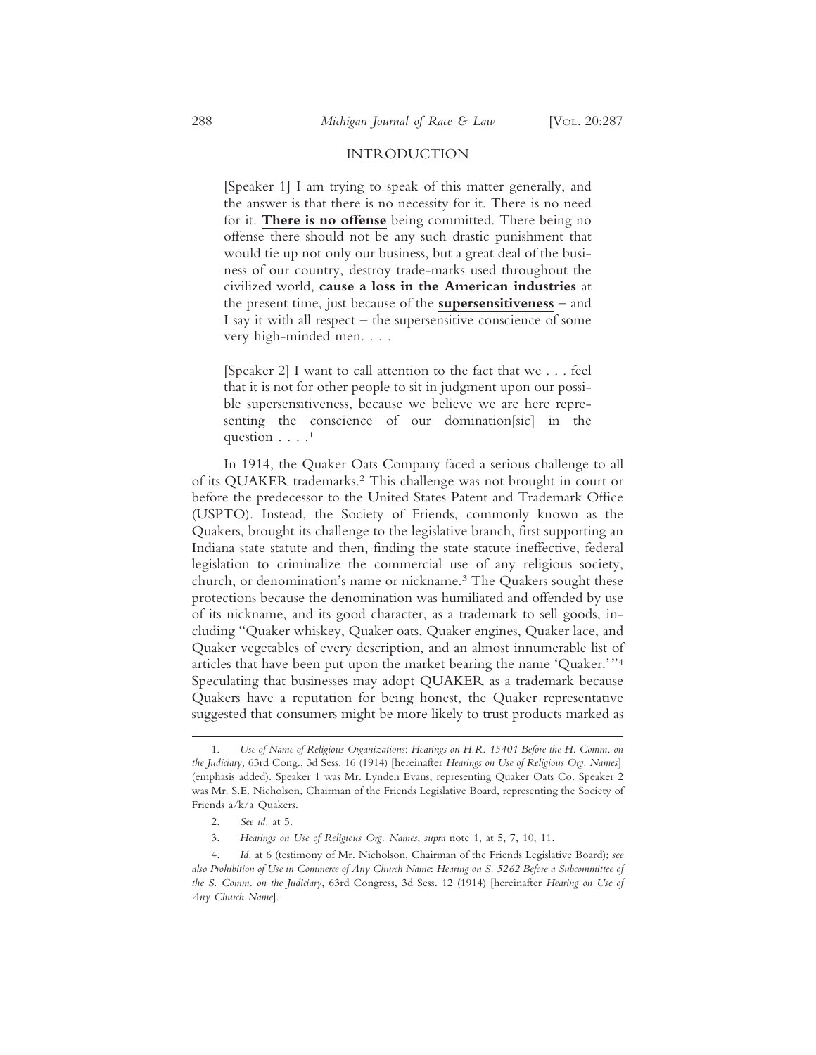## INTRODUCTION

> [Speaker 1] I am trying to speak of this matter generally, and the answer is that there is no necessity for it. There is no need for it. **There is no offense** being committed. There being no offense there should not be any such drastic punishment that would tie up not only our business, but a great deal of the business of our country, destroy trade-marks used throughout the civilized world, **cause a loss in the American industries** at the present time, just because of the **supersensitiveness** – and I say it with all respect – the supersensitive conscience of some very high-minded men. . . .
>
> [Speaker 2] I want to call attention to the fact that we . . . feel that it is not for other people to sit in judgment upon our possible supersensitiveness, because we believe we are here representing the conscience of our domination[sic] in the question . . . .[1]

In 1914, the Quaker Oats Company faced a serious challenge to all of its QUAKER trademarks.[2] This challenge was not brought in court or before the predecessor to the United States Patent and Trademark Office (USPTO). Instead, the Society of Friends, commonly known as the Quakers, brought its challenge to the legislative branch, first supporting an Indiana state statute and then, finding the state statute ineffective, federal legislation to criminalize the commercial use of any religious society, church, or denomination's name or nickname.[3] The Quakers sought these protections because the denomination was humiliated and offended by use of its nickname, and its good character, as a trademark to sell goods, including "Quaker whiskey, Quaker oats, Quaker engines, Quaker lace, and Quaker vegetables of every description, and an almost innumerable list of articles that have been put upon the market bearing the name 'Quaker.'"[4] Speculating that businesses may adopt QUAKER as a trademark because Quakers have a reputation for being honest, the Quaker representative suggested that consumers might be more likely to trust products marked as

---

1. *Use of Name of Religious Organizations*: *Hearings on H.R. 15401 Before the H. Comm. on the Judiciary*, 63rd Cong., 3d Sess. 16 (1914) [hereinafter *Hearings on Use of Religious Org. Names*] (emphasis added). Speaker 1 was Mr. Lynden Evans, representing Quaker Oats Co. Speaker 2 was Mr. S.E. Nicholson, Chairman of the Friends Legislative Board, representing the Society of Friends a/k/a Quakers.

2. *See id.* at 5.

3. *Hearings on Use of Religious Org. Names*, *supra* note 1, at 5, 7, 10, 11.

4. *Id.* at 6 (testimony of Mr. Nicholson, Chairman of the Friends Legislative Board); *see also Prohibition of Use in Commerce of Any Church Name*: *Hearing on S. 5262 Before a Subcommittee of the S. Comm. on the Judiciary*, 63rd Congress, 3d Sess. 12 (1914) [hereinafter *Hearing on Use of Any Church Name*].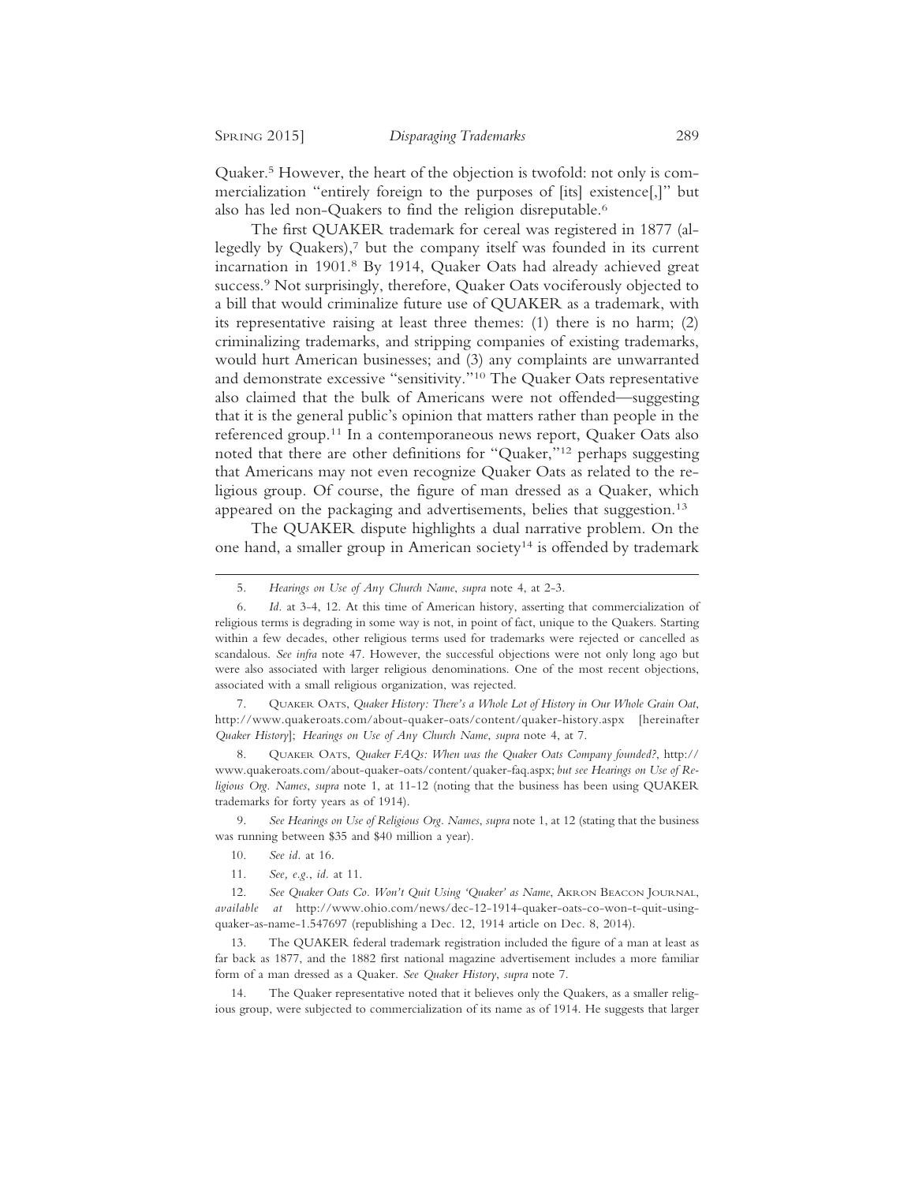Quaker.[5] However, the heart of the objection is twofold: not only is commercialization "entirely foreign to the purposes of [its] existence[,]" but also has led non-Quakers to find the religion disreputable.[6]

The first QUAKER trademark for cereal was registered in 1877 (allegedly by Quakers),[7] but the company itself was founded in its current incarnation in 1901.[8] By 1914, Quaker Oats had already achieved great success.[9] Not surprisingly, therefore, Quaker Oats vociferously objected to a bill that would criminalize future use of QUAKER as a trademark, with its representative raising at least three themes: (1) there is no harm; (2) criminalizing trademarks, and stripping companies of existing trademarks, would hurt American businesses; and (3) any complaints are unwarranted and demonstrate excessive "sensitivity."[10] The Quaker Oats representative also claimed that the bulk of Americans were not offended—suggesting that it is the general public's opinion that matters rather than people in the referenced group.[11] In a contemporaneous news report, Quaker Oats also noted that there are other definitions for "Quaker,"[12] perhaps suggesting that Americans may not even recognize Quaker Oats as related to the religious group. Of course, the figure of man dressed as a Quaker, which appeared on the packaging and advertisements, belies that suggestion.[13]

The QUAKER dispute highlights a dual narrative problem. On the one hand, a smaller group in American society[14] is offended by trademark

---

5. *Hearings on Use of Any Church Name*, *supra* note 4, at 2-3.

6. *Id.* at 3-4, 12. At this time of American history, asserting that commercialization of religious terms is degrading in some way is not, in point of fact, unique to the Quakers. Starting within a few decades, other religious terms used for trademarks were rejected or cancelled as scandalous. *See infra* note 47. However, the successful objections were not only long ago but were also associated with larger religious denominations. One of the most recent objections, associated with a small religious organization, was rejected.

7. Quaker Oats, *Quaker History: There's a Whole Lot of History in Our Whole Grain Oat*, http://www.quakeroats.com/about-quaker-oats/content/quaker-history.aspx [hereinafter *Quaker History*]; *Hearings on Use of Any Church Name*, *supra* note 4, at 7.

8. Quaker Oats, *Quaker FAQs: When was the Quaker Oats Company founded?*, http://www.quakeroats.com/about-quaker-oats/content/quaker-faq.aspx; *but see Hearings on Use of Religious Org. Names*, *supra* note 1, at 11-12 (noting that the business has been using QUAKER trademarks for forty years as of 1914).

9. *See Hearings on Use of Religious Org. Names*, *supra* note 1, at 12 (stating that the business was running between $35 and $40 million a year).

10. *See id.* at 16.

11. *See, e.g.*, *id.* at 11.

12. *See Quaker Oats Co. Won't Quit Using 'Quaker' as Name*, Akron Beacon Journal, *available at* http://www.ohio.com/news/dec-12-1914-quaker-oats-co-won-t-quit-using-quaker-as-name-1.547697 (republishing a Dec. 12, 1914 article on Dec. 8, 2014).

13. The QUAKER federal trademark registration included the figure of a man at least as far back as 1877, and the 1882 first national magazine advertisement includes a more familiar form of a man dressed as a Quaker. *See Quaker History*, *supra* note 7.

14. The Quaker representative noted that it believes only the Quakers, as a smaller religious group, were subjected to commercialization of its name as of 1914. He suggests that larger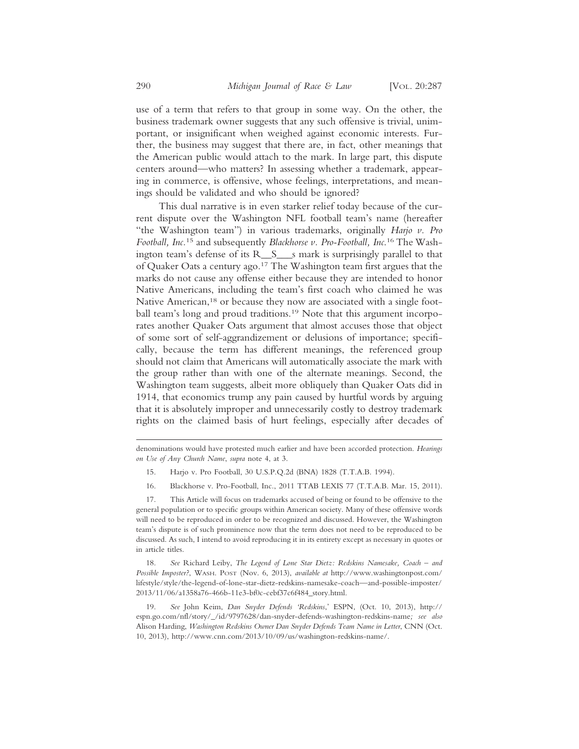use of a term that refers to that group in some way. On the other, the business trademark owner suggests that any such offensive is trivial, unimportant, or insignificant when weighed against economic interests. Further, the business may suggest that there are, in fact, other meanings that the American public would attach to the mark. In large part, this dispute centers around—who matters? In assessing whether a trademark, appearing in commerce, is offensive, whose feelings, interpretations, and meanings should be validated and who should be ignored?

This dual narrative is in even starker relief today because of the current dispute over the Washington NFL football team's name (hereafter "the Washington team") in various trademarks, originally *Harjo v. Pro Football, Inc.*[15] and subsequently *Blackhorse v. Pro-Football, Inc.*[16] The Washington team's defense of its R__S___s mark is surprisingly parallel to that of Quaker Oats a century ago.[17] The Washington team first argues that the marks do not cause any offense either because they are intended to honor Native Americans, including the team's first coach who claimed he was Native American,[18] or because they now are associated with a single football team's long and proud traditions.[19] Note that this argument incorporates another Quaker Oats argument that almost accuses those that object of some sort of self-aggrandizement or delusions of importance; specifically, because the term has different meanings, the referenced group should not claim that Americans will automatically associate the mark with the group rather than with one of the alternate meanings. Second, the Washington team suggests, albeit more obliquely than Quaker Oats did in 1914, that economics trump any pain caused by hurtful words by arguing that it is absolutely improper and unnecessarily costly to destroy trademark rights on the claimed basis of hurt feelings, especially after decades of

---

denominations would have protested much earlier and have been accorded protection. *Hearings on Use of Any Church Name*, *supra* note 4, at 3.

15. Harjo v. Pro Football, 30 U.S.P.Q.2d (BNA) 1828 (T.T.A.B. 1994).

16. Blackhorse v. Pro-Football, Inc., 2011 TTAB LEXIS 77 (T.T.A.B. Mar. 15, 2011).

17. This Article will focus on trademarks accused of being or found to be offensive to the general population or to specific groups within American society. Many of these offensive words will need to be reproduced in order to be recognized and discussed. However, the Washington team's dispute is of such prominence now that the term does not need to be reproduced to be discussed. As such, I intend to avoid reproducing it in its entirety except as necessary in quotes or in article titles.

18. *See* Richard Leiby, *The Legend of Lone Star Dietz: Redskins Namesake, Coach – and Possible Imposter?*, Wash. Post (Nov. 6, 2013), *available at* http://www.washingtonpost.com/lifestyle/style/the-legend-of-lone-star-dietz-redskins-namesake-coach—and-possible-imposter/2013/11/06/a1358a76-466b-11e3-bf0c-cebf37c6f484_story.html.

19. *See* John Keim, *Dan Snyder Defends 'Redskins*,' ESPN, (Oct. 10, 2013), http://espn.go.com/nfl/story/_/id/9797628/dan-snyder-defends-washington-redskins-name*; see also* Alison Harding, *Washington Redskins Owner Dan Snyder Defends Team Name in Letter*, CNN (Oct. 10, 2013), http://www.cnn.com/2013/10/09/us/washington-redskins-name/.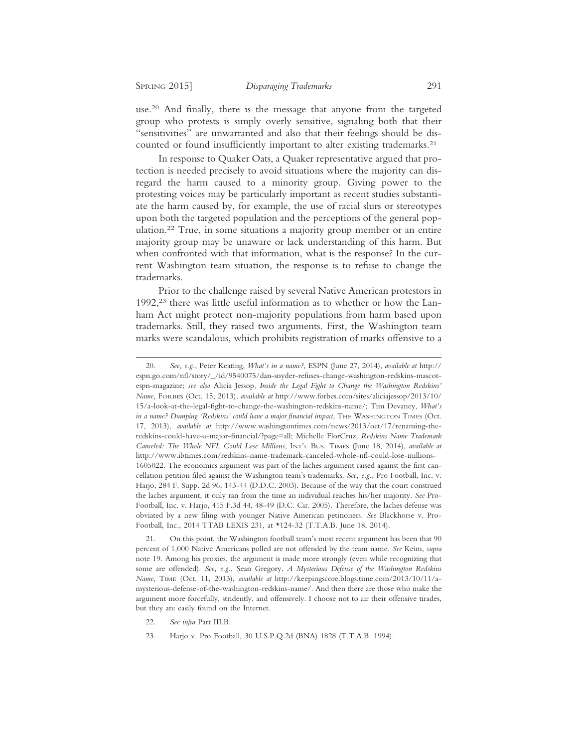use.[20] And finally, there is the message that anyone from the targeted group who protests is simply overly sensitive, signaling both that their "sensitivities" are unwarranted and also that their feelings should be discounted or found insufficiently important to alter existing trademarks.[21]

In response to Quaker Oats, a Quaker representative argued that protection is needed precisely to avoid situations where the majority can disregard the harm caused to a minority group. Giving power to the protesting voices may be particularly important as recent studies substantiate the harm caused by, for example, the use of racial slurs or stereotypes upon both the targeted population and the perceptions of the general population.[22] True, in some situations a majority group member or an entire majority group may be unaware or lack understanding of this harm. But when confronted with that information, what is the response? In the current Washington team situation, the response is to refuse to change the trademarks.

Prior to the challenge raised by several Native American protestors in 1992,[23] there was little useful information as to whether or how the Lanham Act might protect non-majority populations from harm based upon trademarks. Still, they raised two arguments. First, the Washington team marks were scandalous, which prohibits registration of marks offensive to a

---

20. *See, e.g.*, Peter Keating, *What's in a name?*, ESPN (June 27, 2014), *available at* http://espn.go.com/nfl/story/_/id/9540075/dan-snyder-refuses-change-washington-redskins-mascot-espn-magazine; *see also* Alicia Jessop, *Inside the Legal Fight to Change the Washington Redskins' Name*, Forbes (Oct. 15, 2013), *available at* http://www.forbes.com/sites/aliciajessop/2013/10/15/a-look-at-the-legal-fight-to-change-the-washington-redskins-name/; Tim Devaney, *What's in a name? Dumping 'Redskins' could have a major financial impact*, The Washington Times (Oct. 17, 2013), *available at* http://www.washingtontimes.com/news/2013/oct/17/renaming-the-redskins-could-have-a-major-financial/?page=all; Michelle FlorCruz, *Redskins Name Trademark Canceled: The Whole NFL Could Lose Millions*, Int'l Bus. Times (June 18, 2014), *available at* http://www.ibtimes.com/redskins-name-trademark-canceled-whole-nfl-could-lose-millions-1605022. The economics argument was part of the laches argument raised against the first cancellation petition filed against the Washington team's trademarks. *See, e.g.*, Pro Football, Inc. v. Harjo, 284 F. Supp. 2d 96, 143-44 (D.D.C. 2003). Because of the way that the court construed the laches argument, it only ran from the time an individual reaches his/her majority. *See* Pro-Football, Inc. v. Harjo, 415 F.3d 44, 48-49 (D.C. Cir. 2005). Therefore, the laches defense was obviated by a new filing with younger Native American petitioners. *See* Blackhorse v. Pro-Football, Inc., 2014 TTAB LEXIS 231, at *124-32 (T.T.A.B. June 18, 2014).

21. On this point, the Washington football team's most recent argument has been that 90 percent of 1,000 Native Americans polled are not offended by the team name. *See* Keim, *supra* note 19. Among his proxies, the argument is made more strongly (even while recognizing that some are offended). *See, e.g.*, Sean Gregory, *A Mysterious Defense of the Washington Redskins Name*, Time (Oct. 11, 2013), *available at* http://keepingscore.blogs.time.com/2013/10/11/a-mysterious-defense-of-the-washington-redskins-name/. And then there are those who make the argument more forcefully, stridently, and offensively. I choose not to air their offensive tirades, but they are easily found on the Internet.

22. *See infra* Part III.B.

23. Harjo v. Pro Football, 30 U.S.P.Q.2d (BNA) 1828 (T.T.A.B. 1994).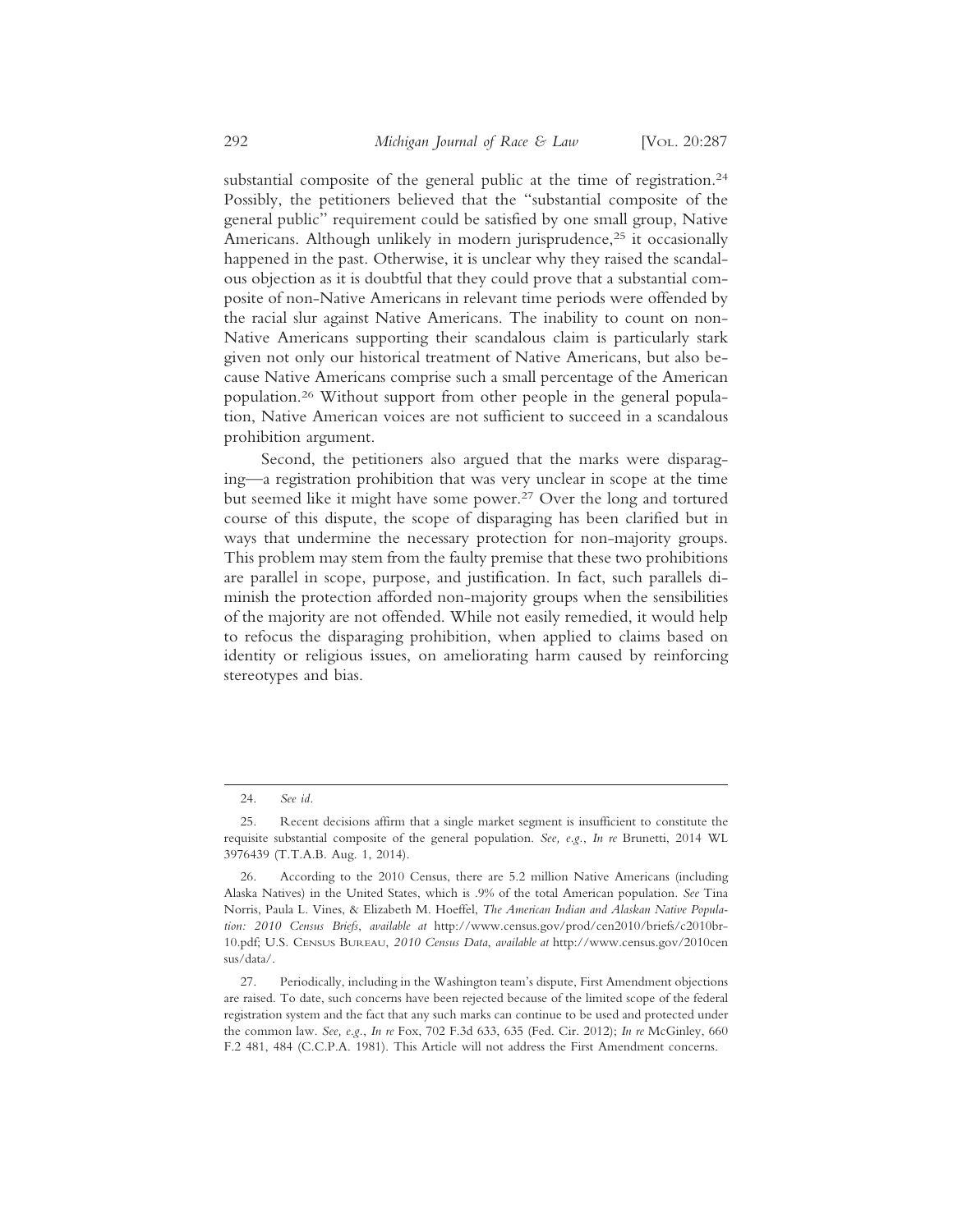substantial composite of the general public at the time of registration.[24] Possibly, the petitioners believed that the "substantial composite of the general public" requirement could be satisfied by one small group, Native Americans. Although unlikely in modern jurisprudence,[25] it occasionally happened in the past. Otherwise, it is unclear why they raised the scandalous objection as it is doubtful that they could prove that a substantial composite of non-Native Americans in relevant time periods were offended by the racial slur against Native Americans. The inability to count on non-Native Americans supporting their scandalous claim is particularly stark given not only our historical treatment of Native Americans, but also because Native Americans comprise such a small percentage of the American population.[26] Without support from other people in the general population, Native American voices are not sufficient to succeed in a scandalous prohibition argument.

Second, the petitioners also argued that the marks were disparaging—a registration prohibition that was very unclear in scope at the time but seemed like it might have some power.[27] Over the long and tortured course of this dispute, the scope of disparaging has been clarified but in ways that undermine the necessary protection for non-majority groups. This problem may stem from the faulty premise that these two prohibitions are parallel in scope, purpose, and justification. In fact, such parallels diminish the protection afforded non-majority groups when the sensibilities of the majority are not offended. While not easily remedied, it would help to refocus the disparaging prohibition, when applied to claims based on identity or religious issues, on ameliorating harm caused by reinforcing stereotypes and bias.

---

24. *See id.*

25. Recent decisions affirm that a single market segment is insufficient to constitute the requisite substantial composite of the general population. *See, e.g.*, *In re* Brunetti, 2014 WL 3976439 (T.T.A.B. Aug. 1, 2014).

26. According to the 2010 Census, there are 5.2 million Native Americans (including Alaska Natives) in the United States, which is .9% of the total American population. *See* Tina Norris, Paula L. Vines, & Elizabeth M. Hoeffel, *The American Indian and Alaskan Native Population: 2010 Census Briefs*, *available at* http://www.census.gov/prod/cen2010/briefs/c2010br-10.pdf; U.S. Census Bureau, *2010 Census Data*, *available at* http://www.census.gov/2010census/data/.

27. Periodically, including in the Washington team's dispute, First Amendment objections are raised. To date, such concerns have been rejected because of the limited scope of the federal registration system and the fact that any such marks can continue to be used and protected under the common law. *See, e.g.*, *In re* Fox, 702 F.3d 633, 635 (Fed. Cir. 2012); *In re* McGinley, 660 F.2 481, 484 (C.C.P.A. 1981). This Article will not address the First Amendment concerns.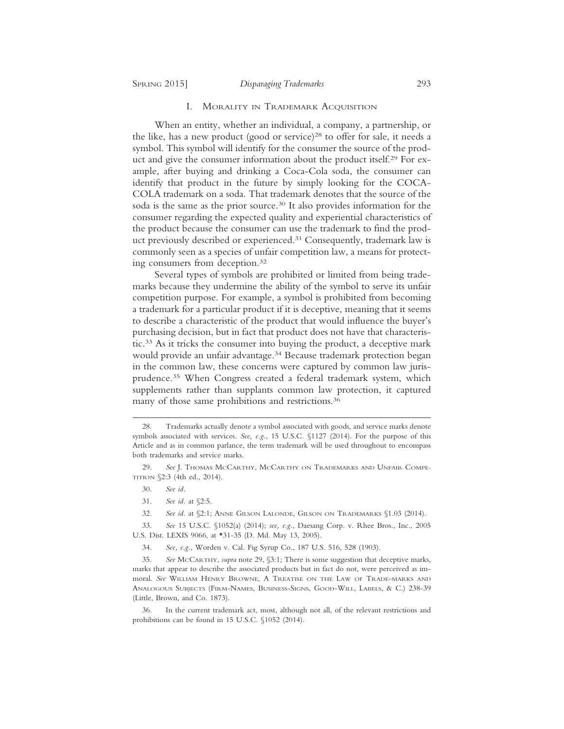## I. Morality in Trademark Acquisition

When an entity, whether an individual, a company, a partnership, or the like, has a new product (good or service)[28] to offer for sale, it needs a symbol. This symbol will identify for the consumer the source of the product and give the consumer information about the product itself.[29] For example, after buying and drinking a Coca-Cola soda, the consumer can identify that product in the future by simply looking for the COCA-COLA trademark on a soda. That trademark denotes that the source of the soda is the same as the prior source.[30] It also provides information for the consumer regarding the expected quality and experiential characteristics of the product because the consumer can use the trademark to find the product previously described or experienced.[31] Consequently, trademark law is commonly seen as a species of unfair competition law, a means for protecting consumers from deception.[32]

Several types of symbols are prohibited or limited from being trademarks because they undermine the ability of the symbol to serve its unfair competition purpose. For example, a symbol is prohibited from becoming a trademark for a particular product if it is deceptive, meaning that it seems to describe a characteristic of the product that would influence the buyer's purchasing decision, but in fact that product does not have that characteristic.[33] As it tricks the consumer into buying the product, a deceptive mark would provide an unfair advantage.[34] Because trademark protection began in the common law, these concerns were captured by common law jurisprudence.[35] When Congress created a federal trademark system, which supplements rather than supplants common law protection, it captured many of those same prohibitions and restrictions.[36]

---

28. Trademarks actually denote a symbol associated with goods, and service marks denote symbols associated with services. *See, e.g.*, 15 U.S.C. §1127 (2014). For the purpose of this Article and as in common parlance, the term trademark will be used throughout to encompass both trademarks and service marks.

29. *See* J. Thomas McCarthy, McCarthy on Trademarks and Unfair Competition §2:3 (4th ed., 2014).

30. *See id.*

31. *See id.* at §2:5.

32. *See id.* at §2:1; Anne Gilson LaLonde, Gilson on Trademarks §1.03 (2014).

33. *See* 15 U.S.C. §1052(a) (2014); *see, e.g.*, Daesang Corp. v. Rhee Bros., Inc., 2005 U.S. Dist. LEXIS 9066, at *31-35 (D. Md. May 13, 2005).

34. *See, e.g.*, Worden v. Cal. Fig Syrup Co., 187 U.S. 516, 528 (1903).

35. *See* McCarthy, *supra* note 29, §3:1; There is some suggestion that deceptive marks, marks that appear to describe the associated products but in fact do not, were perceived as immoral. *See* William Henry Browne, A Treatise on the Law of Trade-marks and Analogous Subjects (Firm-Names, Business-Signs, Good-Will, Labels, & C.) 238-39 (Little, Brown, and Co. 1873).

36. In the current trademark act, most, although not all, of the relevant restrictions and prohibitions can be found in 15 U.S.C. §1052 (2014).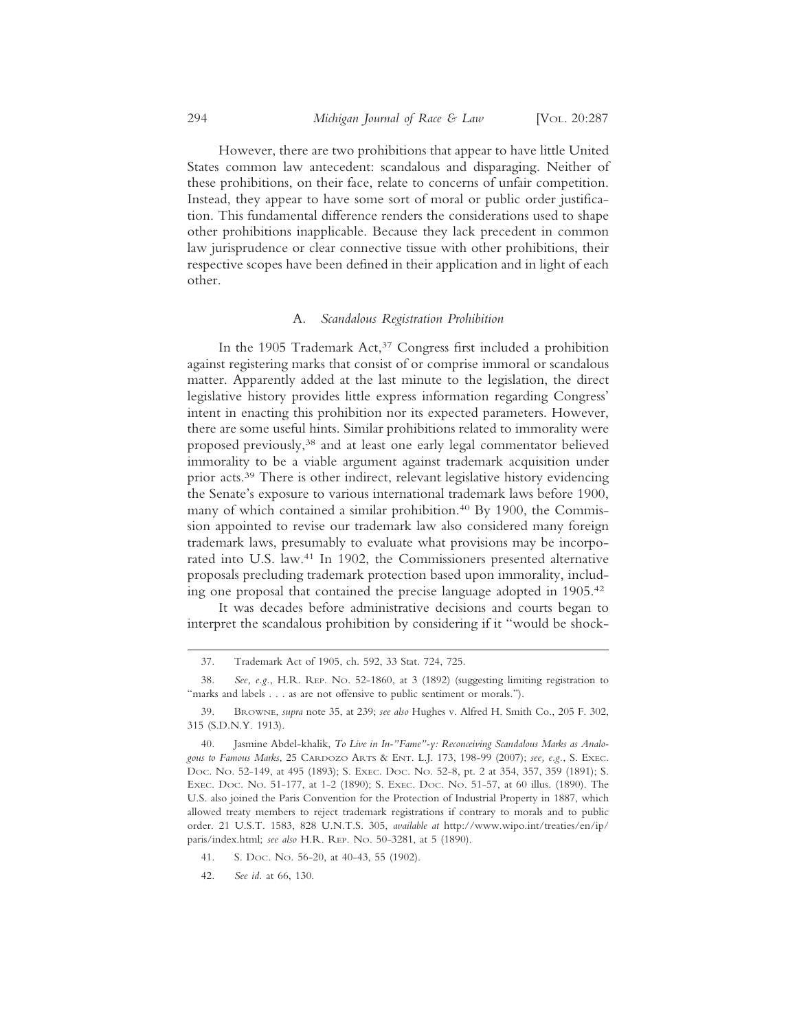However, there are two prohibitions that appear to have little United States common law antecedent: scandalous and disparaging. Neither of these prohibitions, on their face, relate to concerns of unfair competition. Instead, they appear to have some sort of moral or public order justification. This fundamental difference renders the considerations used to shape other prohibitions inapplicable. Because they lack precedent in common law jurisprudence or clear connective tissue with other prohibitions, their respective scopes have been defined in their application and in light of each other.

### A. *Scandalous Registration Prohibition*

In the 1905 Trademark Act,[37] Congress first included a prohibition against registering marks that consist of or comprise immoral or scandalous matter. Apparently added at the last minute to the legislation, the direct legislative history provides little express information regarding Congress' intent in enacting this prohibition nor its expected parameters. However, there are some useful hints. Similar prohibitions related to immorality were proposed previously,[38] and at least one early legal commentator believed immorality to be a viable argument against trademark acquisition under prior acts.[39] There is other indirect, relevant legislative history evidencing the Senate's exposure to various international trademark laws before 1900, many of which contained a similar prohibition.[40] By 1900, the Commission appointed to revise our trademark law also considered many foreign trademark laws, presumably to evaluate what provisions may be incorporated into U.S. law.[41] In 1902, the Commissioners presented alternative proposals precluding trademark protection based upon immorality, including one proposal that contained the precise language adopted in 1905.[42]

It was decades before administrative decisions and courts began to interpret the scandalous prohibition by considering if it "would be shock-

---

37. Trademark Act of 1905, ch. 592, 33 Stat. 724, 725.

38. *See, e.g.*, H.R. Rep. No. 52-1860, at 3 (1892) (suggesting limiting registration to "marks and labels . . . as are not offensive to public sentiment or morals.").

39. Browne, *supra* note 35, at 239; *see also* Hughes v. Alfred H. Smith Co., 205 F. 302, 315 (S.D.N.Y. 1913).

40. Jasmine Abdel-khalik, *To Live in In-"Fame"-y: Reconceiving Scandalous Marks as Analogous to Famous Marks*, 25 Cardozo Arts & Ent. L.J. 173, 198-99 (2007); *see, e.g.*, S. Exec. Doc. No. 52-149, at 495 (1893); S. Exec. Doc. No. 52-8, pt. 2 at 354, 357, 359 (1891); S. Exec. Doc. No. 51-177, at 1-2 (1890); S. Exec. Doc. No. 51-57, at 60 illus. (1890). The U.S. also joined the Paris Convention for the Protection of Industrial Property in 1887, which allowed treaty members to reject trademark registrations if contrary to morals and to public order. 21 U.S.T. 1583, 828 U.N.T.S. 305, *available at* http://www.wipo.int/treaties/en/ip/paris/index.html; *see also* H.R. Rep. No. 50-3281, at 5 (1890).

41. S. Doc. No. 56-20, at 40-43, 55 (1902).

42. *See id.* at 66, 130.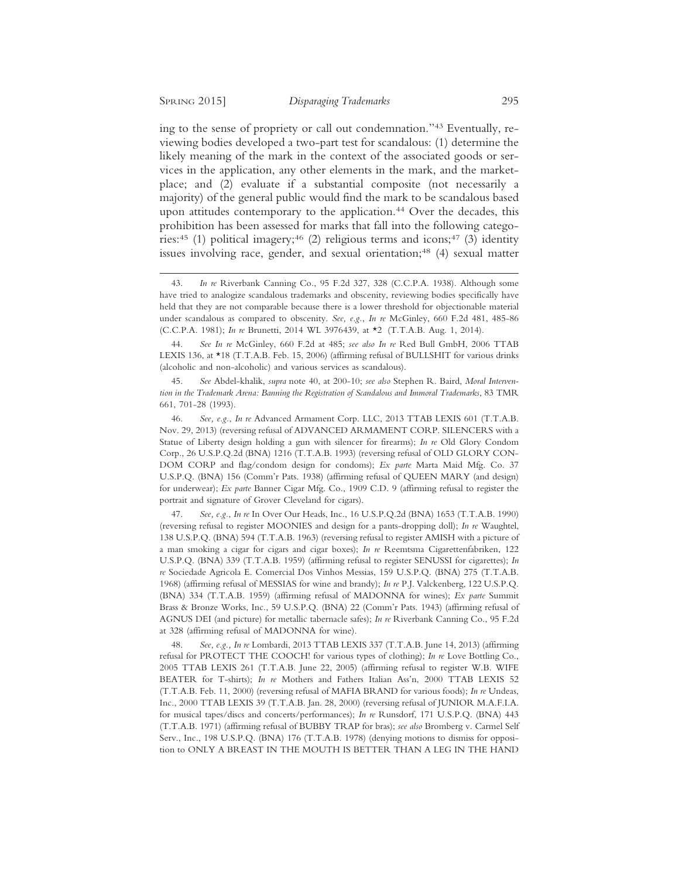ing to the sense of propriety or call out condemnation."[43] Eventually, reviewing bodies developed a two-part test for scandalous: (1) determine the likely meaning of the mark in the context of the associated goods or services in the application, any other elements in the mark, and the marketplace; and (2) evaluate if a substantial composite (not necessarily a majority) of the general public would find the mark to be scandalous based upon attitudes contemporary to the application.[44] Over the decades, this prohibition has been assessed for marks that fall into the following categories:[45] (1) political imagery;[46] (2) religious terms and icons;[47] (3) identity issues involving race, gender, and sexual orientation;[48] (4) sexual matter

---

43. *In re* Riverbank Canning Co., 95 F.2d 327, 328 (C.C.P.A. 1938). Although some have tried to analogize scandalous trademarks and obscenity, reviewing bodies specifically have held that they are not comparable because there is a lower threshold for objectionable material under scandalous as compared to obscenity. *See, e.g.*, *In re* McGinley, 660 F.2d 481, 485-86 (C.C.P.A. 1981); *In re* Brunetti, 2014 WL 3976439, at *2 (T.T.A.B. Aug. 1, 2014).

44. *See In re* McGinley, 660 F.2d at 485; *see also In re* Red Bull GmbH, 2006 TTAB LEXIS 136, at *18 (T.T.A.B. Feb. 15, 2006) (affirming refusal of BULLSHIT for various drinks (alcoholic and non-alcoholic) and various services as scandalous).

45. *See* Abdel-khalik, *supra* note 40, at 200-10; *see also* Stephen R. Baird, *Moral Intervention in the Trademark Arena: Banning the Registration of Scandalous and Immoral Trademarks*, 83 TMR 661, 701-28 (1993).

46. *See, e.g.*, *In re* Advanced Armament Corp. LLC, 2013 TTAB LEXIS 601 (T.T.A.B. Nov. 29, 2013) (reversing refusal of ADVANCED ARMAMENT CORP. SILENCERS with a Statue of Liberty design holding a gun with silencer for firearms); *In re* Old Glory Condom Corp., 26 U.S.P.Q.2d (BNA) 1216 (T.T.A.B. 1993) (reversing refusal of OLD GLORY CONDOM CORP and flag/condom design for condoms); *Ex parte* Marta Maid Mfg. Co. 37 U.S.P.Q. (BNA) 156 (Comm'r Pats. 1938) (affirming refusal of QUEEN MARY (and design) for underwear); *Ex parte* Banner Cigar Mfg. Co., 1909 C.D. 9 (affirming refusal to register the portrait and signature of Grover Cleveland for cigars).

47. *See, e.g.*, *In re* In Over Our Heads, Inc., 16 U.S.P.Q.2d (BNA) 1653 (T.T.A.B. 1990) (reversing refusal to register MOONIES and design for a pants-dropping doll); *In re* Waughtel, 138 U.S.P.Q. (BNA) 594 (T.T.A.B. 1963) (reversing refusal to register AMISH with a picture of a man smoking a cigar for cigars and cigar boxes); *In re* Reemtsma Cigarettenfabriken, 122 U.S.P.Q. (BNA) 339 (T.T.A.B. 1959) (affirming refusal to register SENUSSI for cigarettes); *In re* Sociedade Agricola E. Comercial Dos Vinhos Messias, 159 U.S.P.Q. (BNA) 275 (T.T.A.B. 1968) (affirming refusal of MESSIAS for wine and brandy); *In re* P.J. Valckenberg, 122 U.S.P.Q. (BNA) 334 (T.T.A.B. 1959) (affirming refusal of MADONNA for wines); *Ex parte* Summit Brass & Bronze Works, Inc., 59 U.S.P.Q. (BNA) 22 (Comm'r Pats. 1943) (affirming refusal of AGNUS DEI (and picture) for metallic tabernacle safes); *In re* Riverbank Canning Co., 95 F.2d at 328 (affirming refusal of MADONNA for wine).

48. *See, e.g.*, *In re* Lombardi, 2013 TTAB LEXIS 337 (T.T.A.B. June 14, 2013) (affirming refusal for PROTECT THE COOCH! for various types of clothing); *In re* Love Bottling Co., 2005 TTAB LEXIS 261 (T.T.A.B. June 22, 2005) (affirming refusal to register W.B. WIFE BEATER for T-shirts); *In re* Mothers and Fathers Italian Ass'n, 2000 TTAB LEXIS 52 (T.T.A.B. Feb. 11, 2000) (reversing refusal of MAFIA BRAND for various foods); *In re* Undeas, Inc., 2000 TTAB LEXIS 39 (T.T.A.B. Jan. 28, 2000) (reversing refusal of JUNIOR M.A.F.I.A. for musical tapes/discs and concerts/performances); *In re* Runsdorf, 171 U.S.P.Q. (BNA) 443 (T.T.A.B. 1971) (affirming refusal of BUBBY TRAP for bras); *see also* Bromberg v. Carmel Self Serv., Inc., 198 U.S.P.Q. (BNA) 176 (T.T.A.B. 1978) (denying motions to dismiss for opposition to ONLY A BREAST IN THE MOUTH IS BETTER THAN A LEG IN THE HAND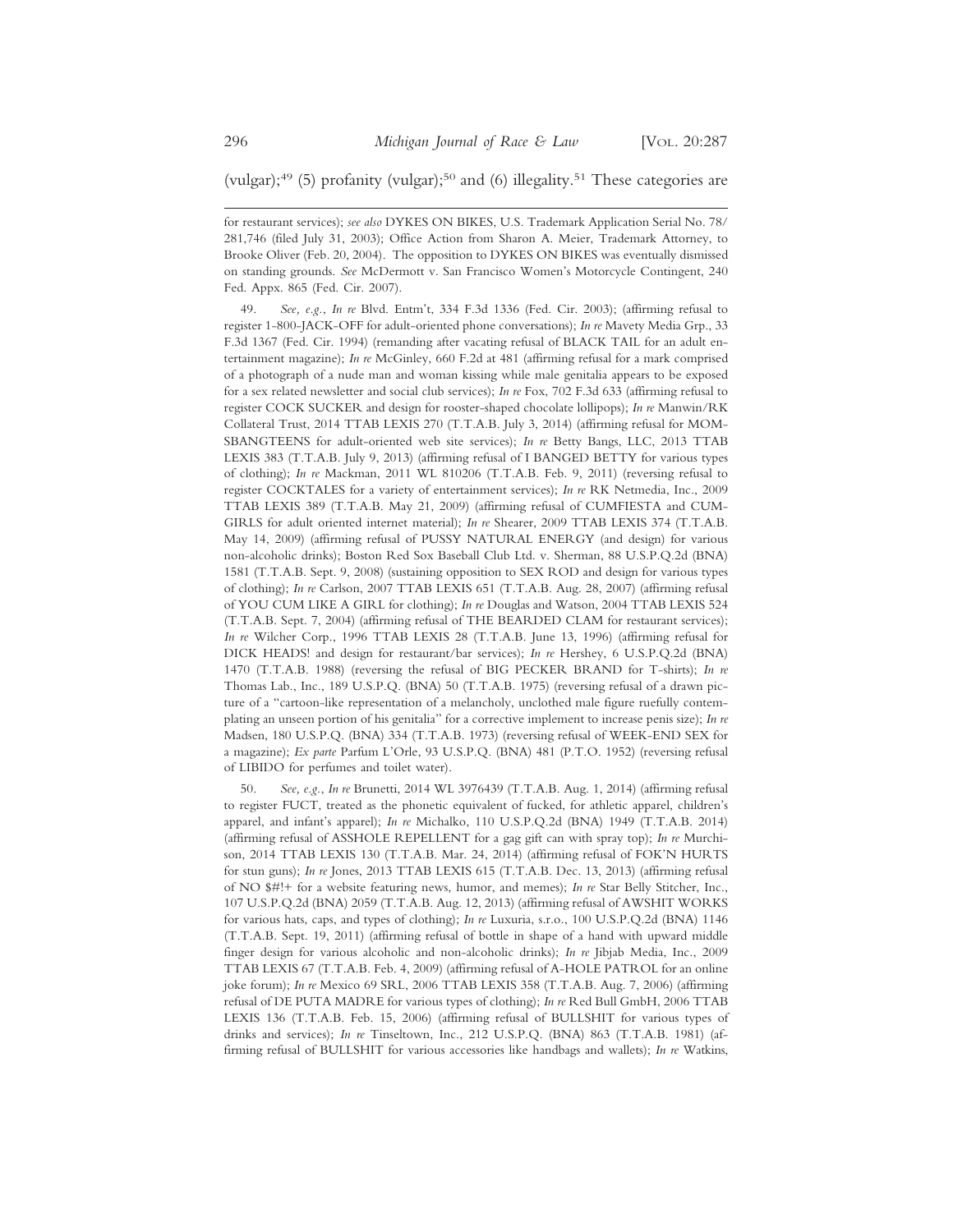(vulgar);[49] (5) profanity (vulgar);[50] and (6) illegality.[51] These categories are

---

for restaurant services); *see also* DYKES ON BIKES, U.S. Trademark Application Serial No. 78/281,746 (filed July 31, 2003); Office Action from Sharon A. Meier, Trademark Attorney, to Brooke Oliver (Feb. 20, 2004). The opposition to DYKES ON BIKES was eventually dismissed on standing grounds. *See* McDermott v. San Francisco Women's Motorcycle Contingent, 240 Fed. Appx. 865 (Fed. Cir. 2007).

49. *See, e.g.*, *In re* Blvd. Entm't, 334 F.3d 1336 (Fed. Cir. 2003); (affirming refusal to register 1-800-JACK-OFF for adult-oriented phone conversations); *In re* Mavety Media Grp., 33 F.3d 1367 (Fed. Cir. 1994) (remanding after vacating refusal of BLACK TAIL for an adult entertainment magazine); *In re* McGinley, 660 F.2d at 481 (affirming refusal for a mark comprised of a photograph of a nude man and woman kissing while male genitalia appears to be exposed for a sex related newsletter and social club services); *In re* Fox, 702 F.3d 633 (affirming refusal to register COCK SUCKER and design for rooster-shaped chocolate lollipops); *In re* Manwin/RK Collateral Trust, 2014 TTAB LEXIS 270 (T.T.A.B. July 3, 2014) (affirming refusal for MOMSBANGTEENS for adult-oriented web site services); *In re* Betty Bangs, LLC, 2013 TTAB LEXIS 383 (T.T.A.B. July 9, 2013) (affirming refusal of I BANGED BETTY for various types of clothing); *In re* Mackman, 2011 WL 810206 (T.T.A.B. Feb. 9, 2011) (reversing refusal to register COCKTALES for a variety of entertainment services); *In re* RK Netmedia, Inc., 2009 TTAB LEXIS 389 (T.T.A.B. May 21, 2009) (affirming refusal of CUMFIESTA and CUMGIRLS for adult oriented internet material); *In re* Shearer, 2009 TTAB LEXIS 374 (T.T.A.B. May 14, 2009) (affirming refusal of PUSSY NATURAL ENERGY (and design) for various non-alcoholic drinks); Boston Red Sox Baseball Club Ltd. v. Sherman, 88 U.S.P.Q.2d (BNA) 1581 (T.T.A.B. Sept. 9, 2008) (sustaining opposition to SEX ROD and design for various types of clothing); *In re* Carlson, 2007 TTAB LEXIS 651 (T.T.A.B. Aug. 28, 2007) (affirming refusal of YOU CUM LIKE A GIRL for clothing); *In re* Douglas and Watson, 2004 TTAB LEXIS 524 (T.T.A.B. Sept. 7, 2004) (affirming refusal of THE BEARDED CLAM for restaurant services); *In re* Wilcher Corp., 1996 TTAB LEXIS 28 (T.T.A.B. June 13, 1996) (affirming refusal for DICK HEADS! and design for restaurant/bar services); *In re* Hershey, 6 U.S.P.Q.2d (BNA) 1470 (T.T.A.B. 1988) (reversing the refusal of BIG PECKER BRAND for T-shirts); *In re* Thomas Lab., Inc., 189 U.S.P.Q. (BNA) 50 (T.T.A.B. 1975) (reversing refusal of a drawn picture of a "cartoon-like representation of a melancholy, unclothed male figure ruefully contemplating an unseen portion of his genitalia" for a corrective implement to increase penis size); *In re* Madsen, 180 U.S.P.Q. (BNA) 334 (T.T.A.B. 1973) (reversing refusal of WEEK-END SEX for a magazine); *Ex parte* Parfum L'Orle, 93 U.S.P.Q. (BNA) 481 (P.T.O. 1952) (reversing refusal of LIBIDO for perfumes and toilet water).

50. *See, e.g.*, *In re* Brunetti, 2014 WL 3976439 (T.T.A.B. Aug. 1, 2014) (affirming refusal to register FUCT, treated as the phonetic equivalent of fucked, for athletic apparel, children's apparel, and infant's apparel); *In re* Michalko, 110 U.S.P.Q.2d (BNA) 1949 (T.T.A.B. 2014) (affirming refusal of ASSHOLE REPELLENT for a gag gift can with spray top); *In re* Murchison, 2014 TTAB LEXIS 130 (T.T.A.B. Mar. 24, 2014) (affirming refusal of FOK'N HURTS for stun guns); *In re* Jones, 2013 TTAB LEXIS 615 (T.T.A.B. Dec. 13, 2013) (affirming refusal of NO $#!+ for a website featuring news, humor, and memes); *In re* Star Belly Stitcher, Inc., 107 U.S.P.Q.2d (BNA) 2059 (T.T.A.B. Aug. 12, 2013) (affirming refusal of AWSHIT WORKS for various hats, caps, and types of clothing); *In re* Luxuria, s.r.o., 100 U.S.P.Q.2d (BNA) 1146 (T.T.A.B. Sept. 19, 2011) (affirming refusal of bottle in shape of a hand with upward middle finger design for various alcoholic and non-alcoholic drinks); *In re* Jibjab Media, Inc., 2009 TTAB LEXIS 67 (T.T.A.B. Feb. 4, 2009) (affirming refusal of A-HOLE PATROL for an online joke forum); *In re* Mexico 69 SRL, 2006 TTAB LEXIS 358 (T.T.A.B. Aug. 7, 2006) (affirming refusal of DE PUTA MADRE for various types of clothing); *In re* Red Bull GmbH, 2006 TTAB LEXIS 136 (T.T.A.B. Feb. 15, 2006) (affirming refusal of BULLSHIT for various types of drinks and services); *In re* Tinseltown, Inc., 212 U.S.P.Q. (BNA) 863 (T.T.A.B. 1981) (affirming refusal of BULLSHIT for various accessories like handbags and wallets); *In re* Watkins,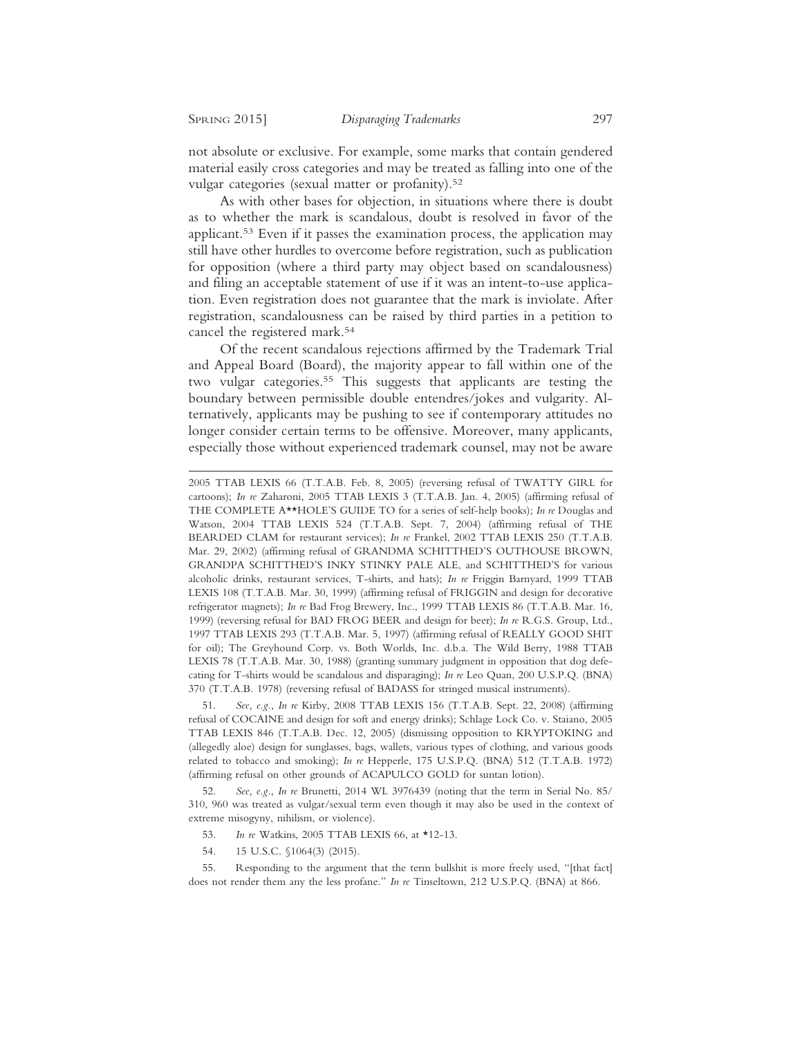not absolute or exclusive. For example, some marks that contain gendered material easily cross categories and may be treated as falling into one of the vulgar categories (sexual matter or profanity).[52]

As with other bases for objection, in situations where there is doubt as to whether the mark is scandalous, doubt is resolved in favor of the applicant.[53] Even if it passes the examination process, the application may still have other hurdles to overcome before registration, such as publication for opposition (where a third party may object based on scandalousness) and filing an acceptable statement of use if it was an intent-to-use application. Even registration does not guarantee that the mark is inviolate. After registration, scandalousness can be raised by third parties in a petition to cancel the registered mark.[54]

Of the recent scandalous rejections affirmed by the Trademark Trial and Appeal Board (Board), the majority appear to fall within one of the two vulgar categories.[55] This suggests that applicants are testing the boundary between permissible double entendres/jokes and vulgarity. Alternatively, applicants may be pushing to see if contemporary attitudes no longer consider certain terms to be offensive. Moreover, many applicants, especially those without experienced trademark counsel, may not be aware

---

2005 TTAB LEXIS 66 (T.T.A.B. Feb. 8, 2005) (reversing refusal of TWATTY GIRL for cartoons); *In re* Zaharoni, 2005 TTAB LEXIS 3 (T.T.A.B. Jan. 4, 2005) (affirming refusal of THE COMPLETE A**HOLE'S GUIDE TO for a series of self-help books); *In re* Douglas and Watson, 2004 TTAB LEXIS 524 (T.T.A.B. Sept. 7, 2004) (affirming refusal of THE BEARDED CLAM for restaurant services); *In re* Frankel, 2002 TTAB LEXIS 250 (T.T.A.B. Mar. 29, 2002) (affirming refusal of GRANDMA SCHITTHED'S OUTHOUSE BROWN, GRANDPA SCHITTHED'S INKY STINKY PALE ALE, and SCHITTHED'S for various alcoholic drinks, restaurant services, T-shirts, and hats); *In re* Friggin Barnyard, 1999 TTAB LEXIS 108 (T.T.A.B. Mar. 30, 1999) (affirming refusal of FRIGGIN and design for decorative refrigerator magnets); *In re* Bad Frog Brewery, Inc., 1999 TTAB LEXIS 86 (T.T.A.B. Mar. 16, 1999) (reversing refusal for BAD FROG BEER and design for beer); *In re* R.G.S. Group, Ltd., 1997 TTAB LEXIS 293 (T.T.A.B. Mar. 5, 1997) (affirming refusal of REALLY GOOD SHIT for oil); The Greyhound Corp. vs. Both Worlds, Inc. d.b.a. The Wild Berry, 1988 TTAB LEXIS 78 (T.T.A.B. Mar. 30, 1988) (granting summary judgment in opposition that dog defecating for T-shirts would be scandalous and disparaging); *In re* Leo Quan, 200 U.S.P.Q. (BNA) 370 (T.T.A.B. 1978) (reversing refusal of BADASS for stringed musical instruments).

51. *See, e.g.*, *In re* Kirby, 2008 TTAB LEXIS 156 (T.T.A.B. Sept. 22, 2008) (affirming refusal of COCAINE and design for soft and energy drinks); Schlage Lock Co. v. Staiano, 2005 TTAB LEXIS 846 (T.T.A.B. Dec. 12, 2005) (dismissing opposition to KRYPTOKING and (allegedly aloe) design for sunglasses, bags, wallets, various types of clothing, and various goods related to tobacco and smoking); *In re* Hepperle, 175 U.S.P.Q. (BNA) 512 (T.T.A.B. 1972) (affirming refusal on other grounds of ACAPULCO GOLD for suntan lotion).

52. *See, e.g.*, *In re* Brunetti, 2014 WL 3976439 (noting that the term in Serial No. 85/310, 960 was treated as vulgar/sexual term even though it may also be used in the context of extreme misogyny, nihilism, or violence).

53. *In re* Watkins, 2005 TTAB LEXIS 66, at *12-13.

54. 15 U.S.C. §1064(3) (2015).

55. Responding to the argument that the term bullshit is more freely used, "[that fact] does not render them any the less profane." *In re* Tinseltown, 212 U.S.P.Q. (BNA) at 866.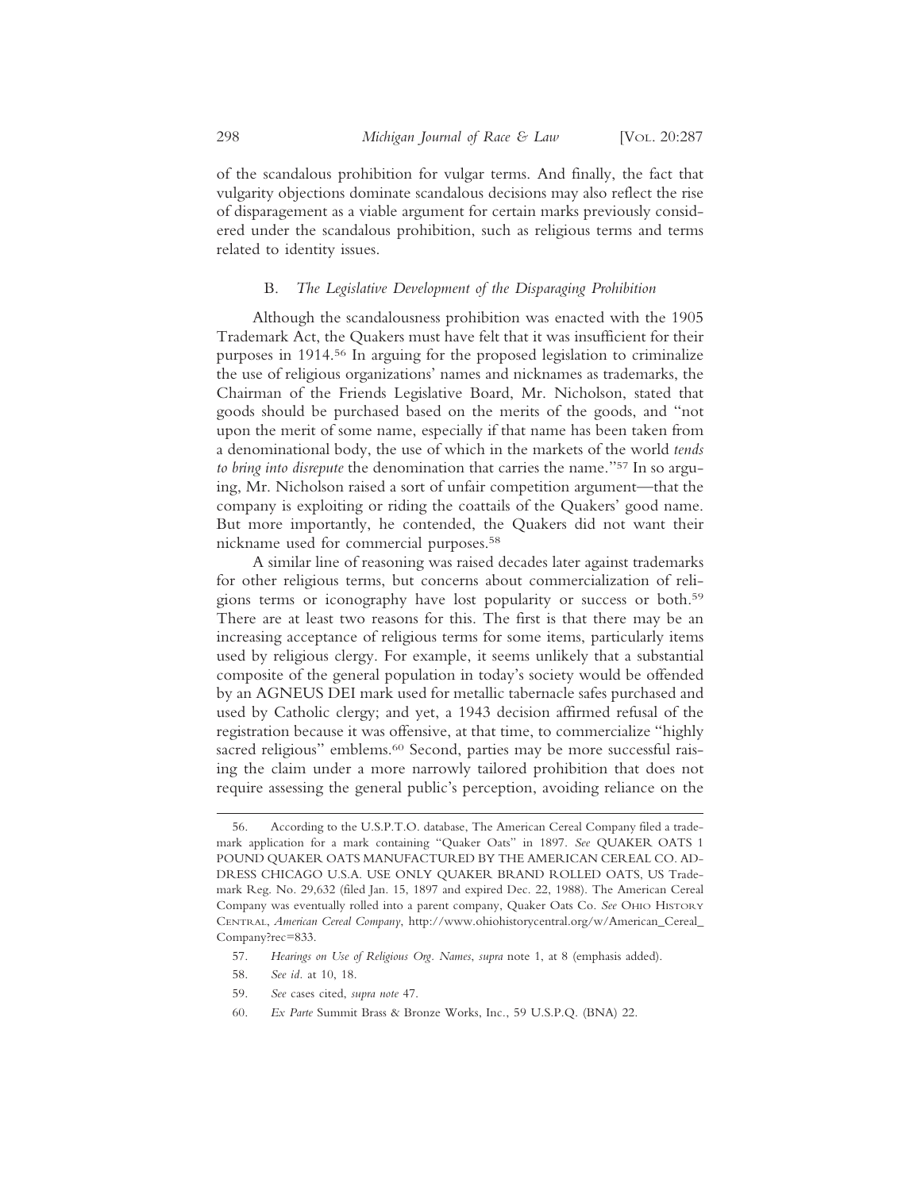of the scandalous prohibition for vulgar terms. And finally, the fact that vulgarity objections dominate scandalous decisions may also reflect the rise of disparagement as a viable argument for certain marks previously considered under the scandalous prohibition, such as religious terms and terms related to identity issues.

### B. *The Legislative Development of the Disparaging Prohibition*

Although the scandalousness prohibition was enacted with the 1905 Trademark Act, the Quakers must have felt that it was insufficient for their purposes in 1914.[56] In arguing for the proposed legislation to criminalize the use of religious organizations' names and nicknames as trademarks, the Chairman of the Friends Legislative Board, Mr. Nicholson, stated that goods should be purchased based on the merits of the goods, and "not upon the merit of some name, especially if that name has been taken from a denominational body, the use of which in the markets of the world *tends to bring into disrepute* the denomination that carries the name."[57] In so arguing, Mr. Nicholson raised a sort of unfair competition argument—that the company is exploiting or riding the coattails of the Quakers' good name. But more importantly, he contended, the Quakers did not want their nickname used for commercial purposes.[58]

A similar line of reasoning was raised decades later against trademarks for other religious terms, but concerns about commercialization of religions terms or iconography have lost popularity or success or both.[59] There are at least two reasons for this. The first is that there may be an increasing acceptance of religious terms for some items, particularly items used by religious clergy. For example, it seems unlikely that a substantial composite of the general population in today's society would be offended by an AGNEUS DEI mark used for metallic tabernacle safes purchased and used by Catholic clergy; and yet, a 1943 decision affirmed refusal of the registration because it was offensive, at that time, to commercialize "highly sacred religious" emblems.[60] Second, parties may be more successful raising the claim under a more narrowly tailored prohibition that does not require assessing the general public's perception, avoiding reliance on the

---

56. According to the U.S.P.T.O. database, The American Cereal Company filed a trademark application for a mark containing "Quaker Oats" in 1897. *See* QUAKER OATS 1 POUND QUAKER OATS MANUFACTURED BY THE AMERICAN CEREAL CO. ADDRESS CHICAGO U.S.A. USE ONLY QUAKER BRAND ROLLED OATS, US Trademark Reg. No. 29,632 (filed Jan. 15, 1897 and expired Dec. 22, 1988). The American Cereal Company was eventually rolled into a parent company, Quaker Oats Co. *See* OHIO HISTORY CENTRAL, *American Cereal Company*, http://www.ohiohistorycentral.org/w/American_Cereal_Company?rec=833.

57. *Hearings on Use of Religious Org. Names*, *supra* note 1, at 8 (emphasis added).

58. *See id.* at 10, 18.

59. *See* cases cited, *supra note* 47.

60. *Ex Parte* Summit Brass & Bronze Works, Inc., 59 U.S.P.Q. (BNA) 22.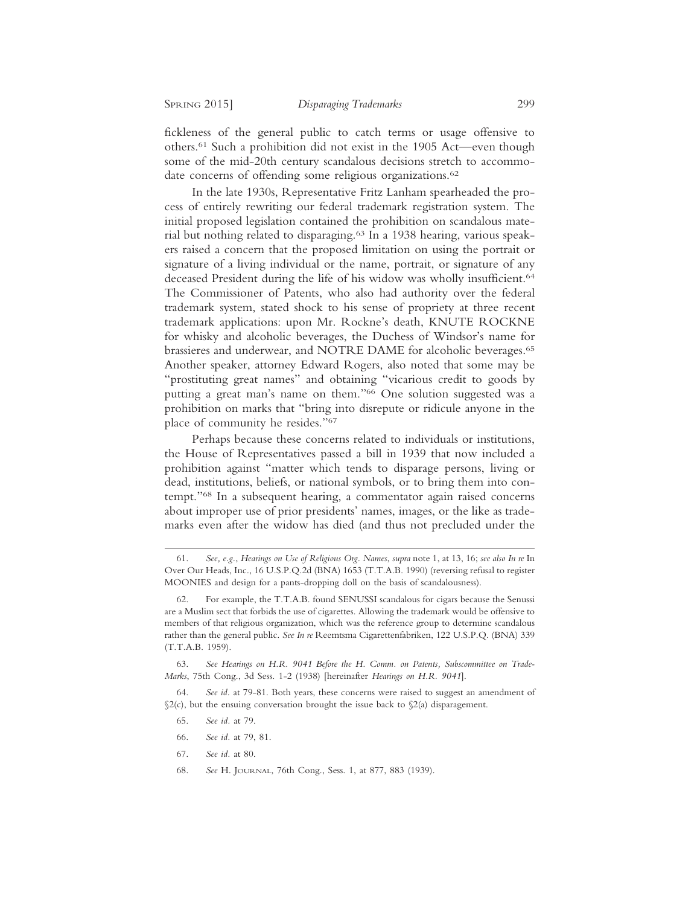fickleness of the general public to catch terms or usage offensive to others.[61] Such a prohibition did not exist in the 1905 Act—even though some of the mid-20th century scandalous decisions stretch to accommodate concerns of offending some religious organizations.[62]

In the late 1930s, Representative Fritz Lanham spearheaded the process of entirely rewriting our federal trademark registration system. The initial proposed legislation contained the prohibition on scandalous material but nothing related to disparaging.[63] In a 1938 hearing, various speakers raised a concern that the proposed limitation on using the portrait or signature of a living individual or the name, portrait, or signature of any deceased President during the life of his widow was wholly insufficient.[64] The Commissioner of Patents, who also had authority over the federal trademark system, stated shock to his sense of propriety at three recent trademark applications: upon Mr. Rockne's death, KNUTE ROCKNE for whisky and alcoholic beverages, the Duchess of Windsor's name for brassieres and underwear, and NOTRE DAME for alcoholic beverages.[65] Another speaker, attorney Edward Rogers, also noted that some may be "prostituting great names" and obtaining "vicarious credit to goods by putting a great man's name on them."[66] One solution suggested was a prohibition on marks that "bring into disrepute or ridicule anyone in the place of community he resides."[67]

Perhaps because these concerns related to individuals or institutions, the House of Representatives passed a bill in 1939 that now included a prohibition against "matter which tends to disparage persons, living or dead, institutions, beliefs, or national symbols, or to bring them into contempt."[68] In a subsequent hearing, a commentator again raised concerns about improper use of prior presidents' names, images, or the like as trademarks even after the widow has died (and thus not precluded under the

---

61. *See, e.g.*, *Hearings on Use of Religious Org. Names*, *supra* note 1, at 13, 16; *see also In re* In Over Our Heads, Inc., 16 U.S.P.Q.2d (BNA) 1653 (T.T.A.B. 1990) (reversing refusal to register MOONIES and design for a pants-dropping doll on the basis of scandalousness).

62. For example, the T.T.A.B. found SENUSSI scandalous for cigars because the Senussi are a Muslim sect that forbids the use of cigarettes. Allowing the trademark would be offensive to members of that religious organization, which was the reference group to determine scandalous rather than the general public. *See In re* Reemtsma Cigarettenfabriken, 122 U.S.P.Q. (BNA) 339 (T.T.A.B. 1959).

63. *See Hearings on H.R. 9041 Before the H. Comm. on Patents, Subcommittee on Trade-Marks*, 75th Cong., 3d Sess. 1-2 (1938) [hereinafter *Hearings on H.R. 9041*].

64. *See id.* at 79-81. Both years, these concerns were raised to suggest an amendment of §2(c), but the ensuing conversation brought the issue back to §2(a) disparagement.

65. *See id.* at 79.

66. *See id.* at 79, 81.

67. *See id.* at 80.

68. *See* H. Journal, 76th Cong., Sess. 1, at 877, 883 (1939).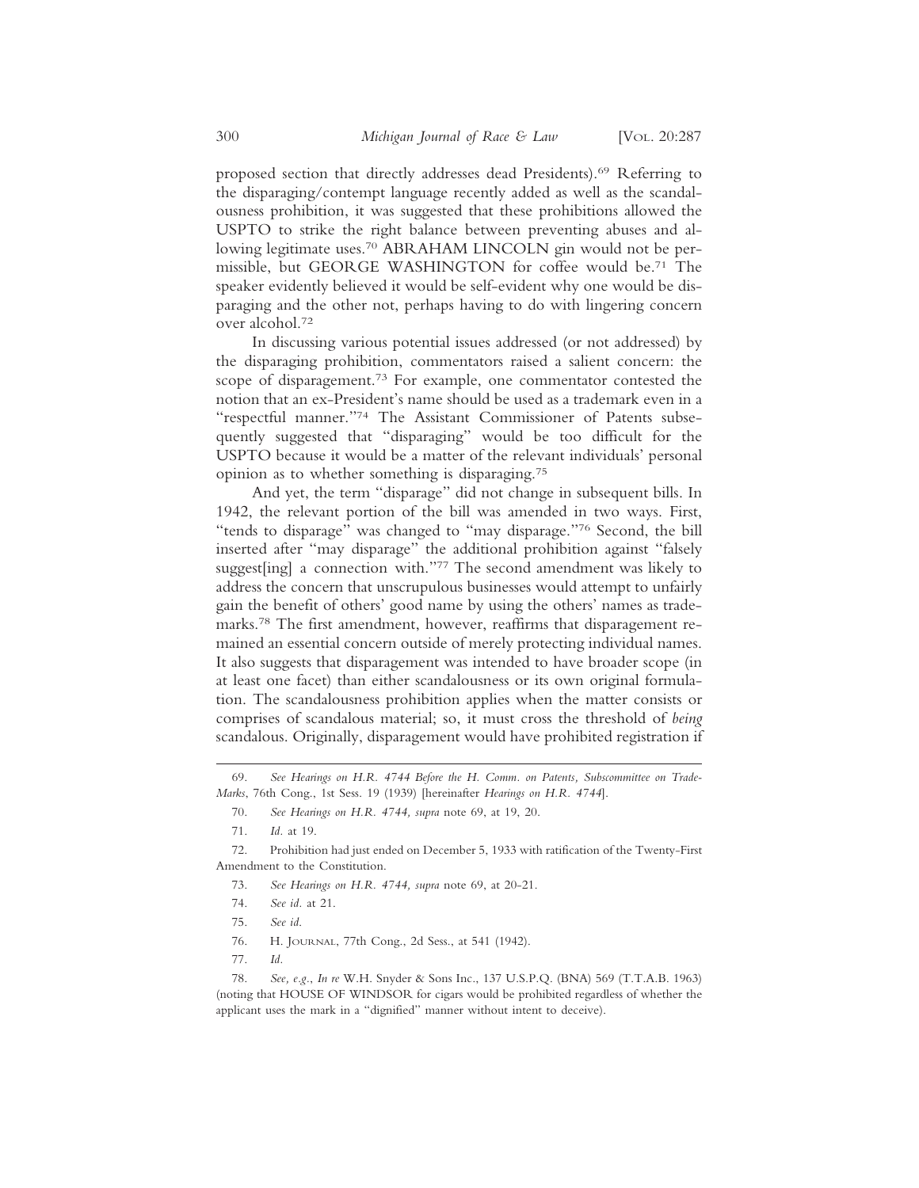proposed section that directly addresses dead Presidents).[69] Referring to the disparaging/contempt language recently added as well as the scandalousness prohibition, it was suggested that these prohibitions allowed the USPTO to strike the right balance between preventing abuses and allowing legitimate uses.[70] ABRAHAM LINCOLN gin would not be permissible, but GEORGE WASHINGTON for coffee would be.[71] The speaker evidently believed it would be self-evident why one would be disparaging and the other not, perhaps having to do with lingering concern over alcohol.[72]

In discussing various potential issues addressed (or not addressed) by the disparaging prohibition, commentators raised a salient concern: the scope of disparagement.[73] For example, one commentator contested the notion that an ex-President's name should be used as a trademark even in a "respectful manner."[74] The Assistant Commissioner of Patents subsequently suggested that "disparaging" would be too difficult for the USPTO because it would be a matter of the relevant individuals' personal opinion as to whether something is disparaging.[75]

And yet, the term "disparage" did not change in subsequent bills. In 1942, the relevant portion of the bill was amended in two ways. First, "tends to disparage" was changed to "may disparage."[76] Second, the bill inserted after "may disparage" the additional prohibition against "falsely suggest[ing] a connection with."[77] The second amendment was likely to address the concern that unscrupulous businesses would attempt to unfairly gain the benefit of others' good name by using the others' names as trademarks.[78] The first amendment, however, reaffirms that disparagement remained an essential concern outside of merely protecting individual names. It also suggests that disparagement was intended to have broader scope (in at least one facet) than either scandalousness or its own original formulation. The scandalousness prohibition applies when the matter consists or comprises of scandalous material; so, it must cross the threshold of *being* scandalous. Originally, disparagement would have prohibited registration if

---

69. *See Hearings on H.R. 4744 Before the H. Comm. on Patents, Subscommittee on Trade-Marks*, 76th Cong., 1st Sess. 19 (1939) [hereinafter *Hearings on H.R. 4744*].

70. *See Hearings on H.R. 4744, supra* note 69, at 19, 20.

71. *Id.* at 19.

72. Prohibition had just ended on December 5, 1933 with ratification of the Twenty-First Amendment to the Constitution.

73. *See Hearings on H.R. 4744, supra* note 69, at 20-21.

74. *See id.* at 21.

75. *See id.*

76. H. JOURNAL, 77th Cong., 2d Sess., at 541 (1942).

77. *Id.*

78. *See, e.g.*, *In re* W.H. Snyder & Sons Inc., 137 U.S.P.Q. (BNA) 569 (T.T.A.B. 1963) (noting that HOUSE OF WINDSOR for cigars would be prohibited regardless of whether the applicant uses the mark in a "dignified" manner without intent to deceive).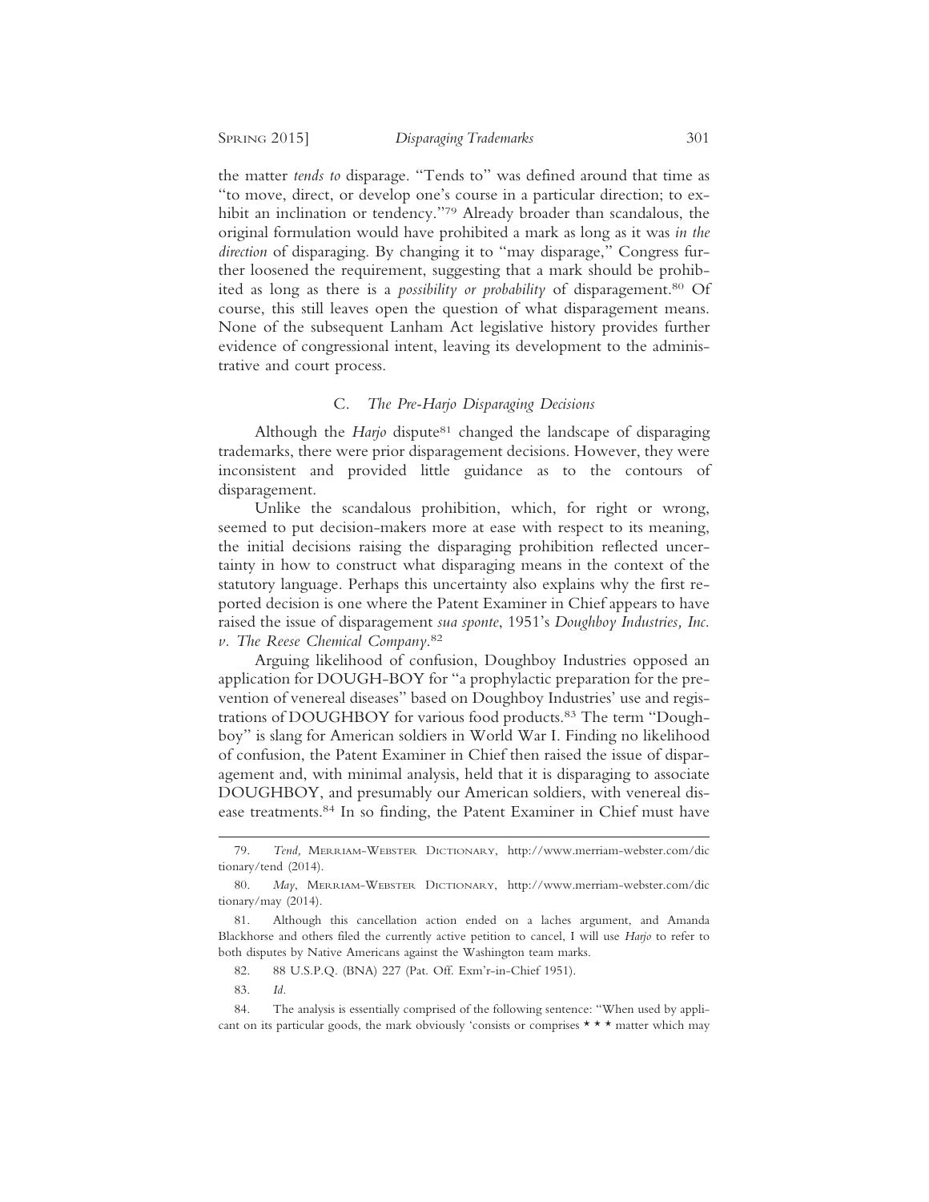the matter *tends to* disparage. "Tends to" was defined around that time as "to move, direct, or develop one's course in a particular direction; to exhibit an inclination or tendency."[79] Already broader than scandalous, the original formulation would have prohibited a mark as long as it was *in the direction* of disparaging. By changing it to "may disparage," Congress further loosened the requirement, suggesting that a mark should be prohibited as long as there is a *possibility or probability* of disparagement.[80] Of course, this still leaves open the question of what disparagement means. None of the subsequent Lanham Act legislative history provides further evidence of congressional intent, leaving its development to the administrative and court process.

### C. *The Pre-Harjo Disparaging Decisions*

Although the *Harjo* dispute[81] changed the landscape of disparaging trademarks, there were prior disparagement decisions. However, they were inconsistent and provided little guidance as to the contours of disparagement.

Unlike the scandalous prohibition, which, for right or wrong, seemed to put decision-makers more at ease with respect to its meaning, the initial decisions raising the disparaging prohibition reflected uncertainty in how to construct what disparaging means in the context of the statutory language. Perhaps this uncertainty also explains why the first reported decision is one where the Patent Examiner in Chief appears to have raised the issue of disparagement *sua sponte*, 1951's *Doughboy Industries, Inc. v. The Reese Chemical Company*.[82]

Arguing likelihood of confusion, Doughboy Industries opposed an application for DOUGH-BOY for "a prophylactic preparation for the prevention of venereal diseases" based on Doughboy Industries' use and registrations of DOUGHBOY for various food products.[83] The term "Doughboy" is slang for American soldiers in World War I. Finding no likelihood of confusion, the Patent Examiner in Chief then raised the issue of disparagement and, with minimal analysis, held that it is disparaging to associate DOUGHBOY, and presumably our American soldiers, with venereal disease treatments.[84] In so finding, the Patent Examiner in Chief must have

---

79. *Tend,* Merriam-Webster Dictionary, http://www.merriam-webster.com/dictionary/tend (2014).

80. *May*, Merriam-Webster Dictionary, http://www.merriam-webster.com/dictionary/may (2014).

81. Although this cancellation action ended on a laches argument, and Amanda Blackhorse and others filed the currently active petition to cancel, I will use *Harjo* to refer to both disputes by Native Americans against the Washington team marks.

82. 88 U.S.P.Q. (BNA) 227 (Pat. Off. Exm'r-in-Chief 1951).

83. *Id.*

84. The analysis is essentially comprised of the following sentence: "When used by applicant on its particular goods, the mark obviously 'consists or comprises * * * matter which may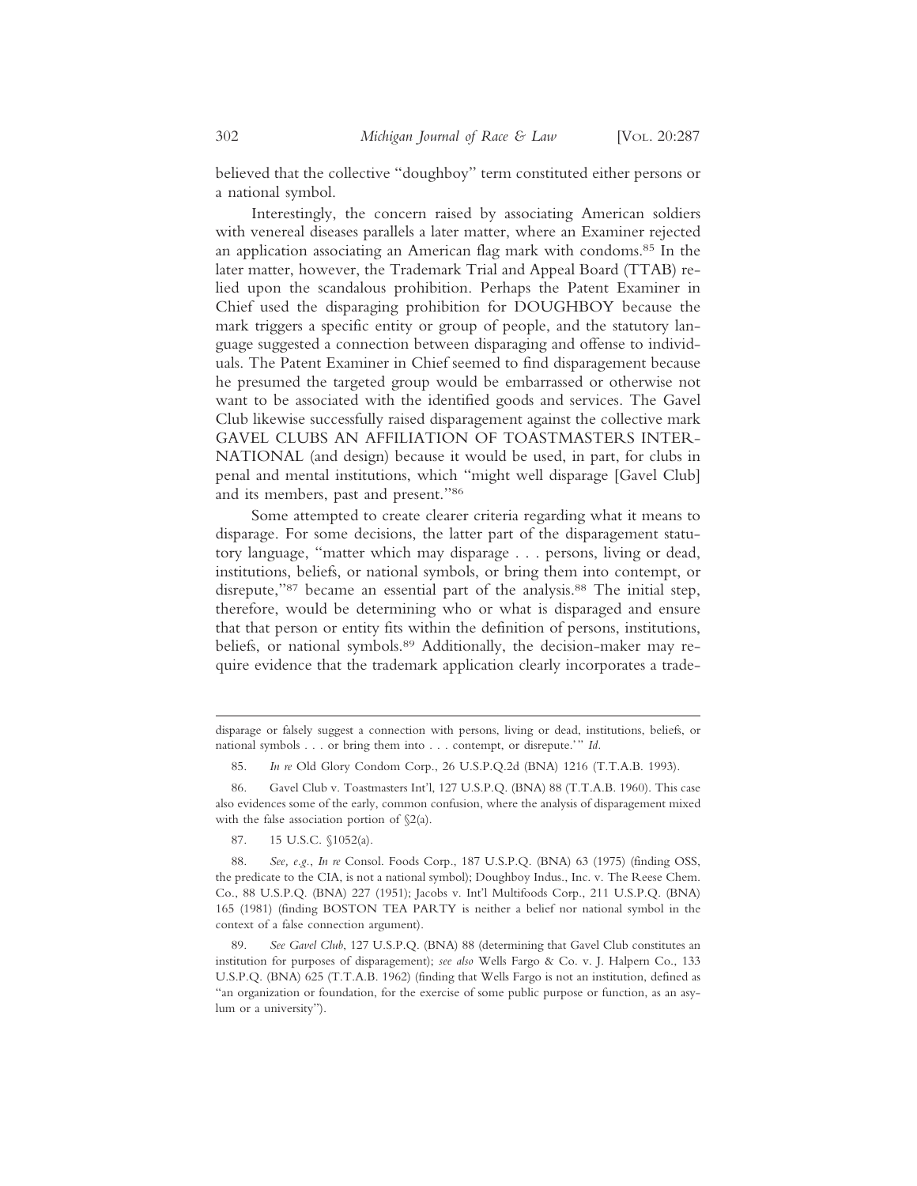believed that the collective "doughboy" term constituted either persons or a national symbol.

Interestingly, the concern raised by associating American soldiers with venereal diseases parallels a later matter, where an Examiner rejected an application associating an American flag mark with condoms.[85] In the later matter, however, the Trademark Trial and Appeal Board (TTAB) relied upon the scandalous prohibition. Perhaps the Patent Examiner in Chief used the disparaging prohibition for DOUGHBOY because the mark triggers a specific entity or group of people, and the statutory language suggested a connection between disparaging and offense to individuals. The Patent Examiner in Chief seemed to find disparagement because he presumed the targeted group would be embarrassed or otherwise not want to be associated with the identified goods and services. The Gavel Club likewise successfully raised disparagement against the collective mark GAVEL CLUBS AN AFFILIATION OF TOASTMASTERS INTERNATIONAL (and design) because it would be used, in part, for clubs in penal and mental institutions, which "might well disparage [Gavel Club] and its members, past and present."[86]

Some attempted to create clearer criteria regarding what it means to disparage. For some decisions, the latter part of the disparagement statutory language, "matter which may disparage . . . persons, living or dead, institutions, beliefs, or national symbols, or bring them into contempt, or disrepute,"[87] became an essential part of the analysis.[88] The initial step, therefore, would be determining who or what is disparaged and ensure that that person or entity fits within the definition of persons, institutions, beliefs, or national symbols.[89] Additionally, the decision-maker may require evidence that the trademark application clearly incorporates a trade-

---

disparage or falsely suggest a connection with persons, living or dead, institutions, beliefs, or national symbols . . . or bring them into . . . contempt, or disrepute.'" *Id.*

85. *In re* Old Glory Condom Corp., 26 U.S.P.Q.2d (BNA) 1216 (T.T.A.B. 1993).

86. Gavel Club v. Toastmasters Int'l, 127 U.S.P.Q. (BNA) 88 (T.T.A.B. 1960). This case also evidences some of the early, common confusion, where the analysis of disparagement mixed with the false association portion of §2(a).

87. 15 U.S.C. §1052(a).

88. *See, e.g.*, *In re* Consol. Foods Corp., 187 U.S.P.Q. (BNA) 63 (1975) (finding OSS, the predicate to the CIA, is not a national symbol); Doughboy Indus., Inc. v. The Reese Chem. Co., 88 U.S.P.Q. (BNA) 227 (1951); Jacobs v. Int'l Multifoods Corp., 211 U.S.P.Q. (BNA) 165 (1981) (finding BOSTON TEA PARTY is neither a belief nor national symbol in the context of a false connection argument).

89. *See Gavel Club*, 127 U.S.P.Q. (BNA) 88 (determining that Gavel Club constitutes an institution for purposes of disparagement); *see also* Wells Fargo & Co. v. J. Halpern Co., 133 U.S.P.Q. (BNA) 625 (T.T.A.B. 1962) (finding that Wells Fargo is not an institution, defined as "an organization or foundation, for the exercise of some public purpose or function, as an asylum or a university").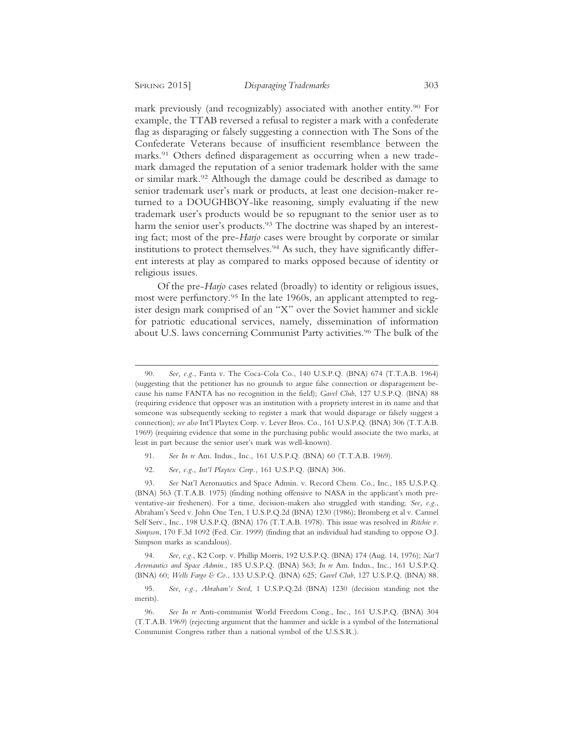mark previously (and recognizably) associated with another entity.[90] For example, the TTAB reversed a refusal to register a mark with a confederate flag as disparaging or falsely suggesting a connection with The Sons of the Confederate Veterans because of insufficient resemblance between the marks.[91] Others defined disparagement as occurring when a new trademark damaged the reputation of a senior trademark holder with the same or similar mark.[92] Although the damage could be described as damage to senior trademark user's mark or products, at least one decision-maker returned to a DOUGHBOY-like reasoning, simply evaluating if the new trademark user's products would be so repugnant to the senior user as to harm the senior user's products.[93] The doctrine was shaped by an interesting fact; most of the pre-*Harjo* cases were brought by corporate or similar institutions to protect themselves.[94] As such, they have significantly different interests at play as compared to marks opposed because of identity or religious issues.

Of the pre-*Harjo* cases related (broadly) to identity or religious issues, most were perfunctory.[95] In the late 1960s, an applicant attempted to register design mark comprised of an "X" over the Soviet hammer and sickle for patriotic educational services, namely, dissemination of information about U.S. laws concerning Communist Party activities.[96] The bulk of the

---

90. *See, e.g.*, Fanta v. The Coca-Cola Co., 140 U.S.P.Q. (BNA) 674 (T.T.A.B. 1964) (suggesting that the petitioner has no grounds to argue false connection or disparagement because his name FANTA has no recognition in the field); *Gavel Club*, 127 U.S.P.Q. (BNA) 88 (requiring evidence that opposer was an institution with a propriety interest in its name and that someone was subsequently seeking to register a mark that would disparage or falsely suggest a connection); *see also* Int'l Playtex Corp. v. Lever Bros. Co., 161 U.S.P.Q. (BNA) 306 (T.T.A.B. 1969) (requiring evidence that some in the purchasing public would associate the two marks, at least in part because the senior user's mark was well-known).

91. *See In re* Am. Indus., Inc., 161 U.S.P.Q. (BNA) 60 (T.T.A.B. 1969).

92. *See, e.g.*, *Int'l Playtex Corp.*, 161 U.S.P.Q. (BNA) 306.

93. *See* Nat'l Aeronautics and Space Admin. v. Record Chem. Co., Inc., 185 U.S.P.Q. (BNA) 563 (T.T.A.B. 1975) (finding nothing offensive to NASA in the applicant's moth preventative-air fresheners). For a time, decision-makers also struggled with standing. *See, e.g.*, Abraham's Seed v. John One Ten, 1 U.S.P.Q.2d (BNA) 1230 (1986); Bromberg et al v. Carmel Self Serv., Inc., 198 U.S.P.Q. (BNA) 176 (T.T.A.B. 1978). This issue was resolved in *Ritchie v. Simpson*, 170 F.3d 1092 (Fed. Cir. 1999) (finding that an individual had standing to oppose O.J. Simpson marks as scandalous).

94. *See, e.g.*, K2 Corp. v. Phillip Morris, 192 U.S.P.Q. (BNA) 174 (Aug. 14, 1976); *Nat'l Aeronautics and Space Admin.*, 185 U.S.P.Q. (BNA) 563; *In re* Am. Indus., Inc., 161 U.S.P.Q. (BNA) 60; *Wells Fargo & Co.*, 133 U.S.P.Q. (BNA) 625; *Gavel Club*, 127 U.S.P.Q. (BNA) 88.

95. *See, e.g., Abraham's Seed*, 1 U.S.P.Q.2d (BNA) 1230 (decision standing not the merits).

96. *See In re* Anti-communist World Freedom Cong., Inc., 161 U.S.P.Q. (BNA) 304 (T.T.A.B. 1969) (rejecting argument that the hammer and sickle is a symbol of the International Communist Congress rather than a national symbol of the U.S.S.R.).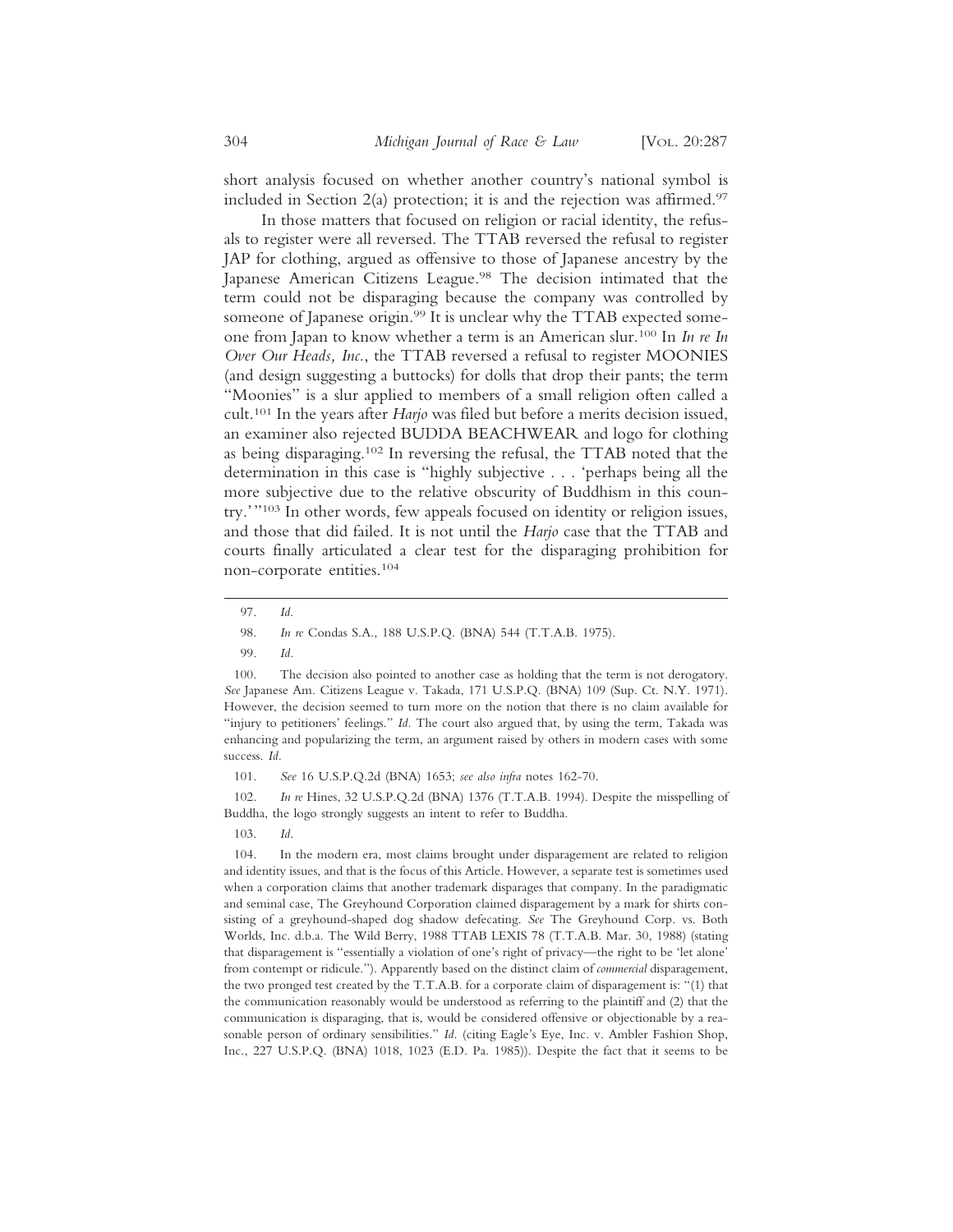short analysis focused on whether another country's national symbol is included in Section 2(a) protection; it is and the rejection was affirmed.[97]

In those matters that focused on religion or racial identity, the refusals to register were all reversed. The TTAB reversed the refusal to register JAP for clothing, argued as offensive to those of Japanese ancestry by the Japanese American Citizens League.[98] The decision intimated that the term could not be disparaging because the company was controlled by someone of Japanese origin.[99] It is unclear why the TTAB expected someone from Japan to know whether a term is an American slur.[100] In *In re In Over Our Heads, Inc.*, the TTAB reversed a refusal to register MOONIES (and design suggesting a buttocks) for dolls that drop their pants; the term "Moonies" is a slur applied to members of a small religion often called a cult.[101] In the years after *Harjo* was filed but before a merits decision issued, an examiner also rejected BUDDA BEACHWEAR and logo for clothing as being disparaging.[102] In reversing the refusal, the TTAB noted that the determination in this case is "highly subjective . . . 'perhaps being all the more subjective due to the relative obscurity of Buddhism in this country.'"[103] In other words, few appeals focused on identity or religion issues, and those that did failed. It is not until the *Harjo* case that the TTAB and courts finally articulated a clear test for the disparaging prohibition for non-corporate entities.[104]

---

97. *Id.*

98. *In re* Condas S.A., 188 U.S.P.Q. (BNA) 544 (T.T.A.B. 1975).

99. *Id.*

100. The decision also pointed to another case as holding that the term is not derogatory. *See* Japanese Am. Citizens League v. Takada, 171 U.S.P.Q. (BNA) 109 (Sup. Ct. N.Y. 1971). However, the decision seemed to turn more on the notion that there is no claim available for "injury to petitioners' feelings." *Id.* The court also argued that, by using the term, Takada was enhancing and popularizing the term, an argument raised by others in modern cases with some success. *Id.*

101. *See* 16 U.S.P.Q.2d (BNA) 1653; *see also infra* notes 162-70.

102. *In re* Hines, 32 U.S.P.Q.2d (BNA) 1376 (T.T.A.B. 1994). Despite the misspelling of Buddha, the logo strongly suggests an intent to refer to Buddha.

103. *Id.*

104. In the modern era, most claims brought under disparagement are related to religion and identity issues, and that is the focus of this Article. However, a separate test is sometimes used when a corporation claims that another trademark disparages that company. In the paradigmatic and seminal case, The Greyhound Corporation claimed disparagement by a mark for shirts consisting of a greyhound-shaped dog shadow defecating. *See* The Greyhound Corp. vs. Both Worlds, Inc. d.b.a. The Wild Berry, 1988 TTAB LEXIS 78 (T.T.A.B. Mar. 30, 1988) (stating that disparagement is "essentially a violation of one's right of privacy—the right to be 'let alone' from contempt or ridicule."). Apparently based on the distinct claim of *commercial* disparagement, the two pronged test created by the T.T.A.B. for a corporate claim of disparagement is: "(1) that the communication reasonably would be understood as referring to the plaintiff and (2) that the communication is disparaging, that is, would be considered offensive or objectionable by a reasonable person of ordinary sensibilities." *Id.* (citing Eagle's Eye, Inc. v. Ambler Fashion Shop, Inc., 227 U.S.P.Q. (BNA) 1018, 1023 (E.D. Pa. 1985)). Despite the fact that it seems to be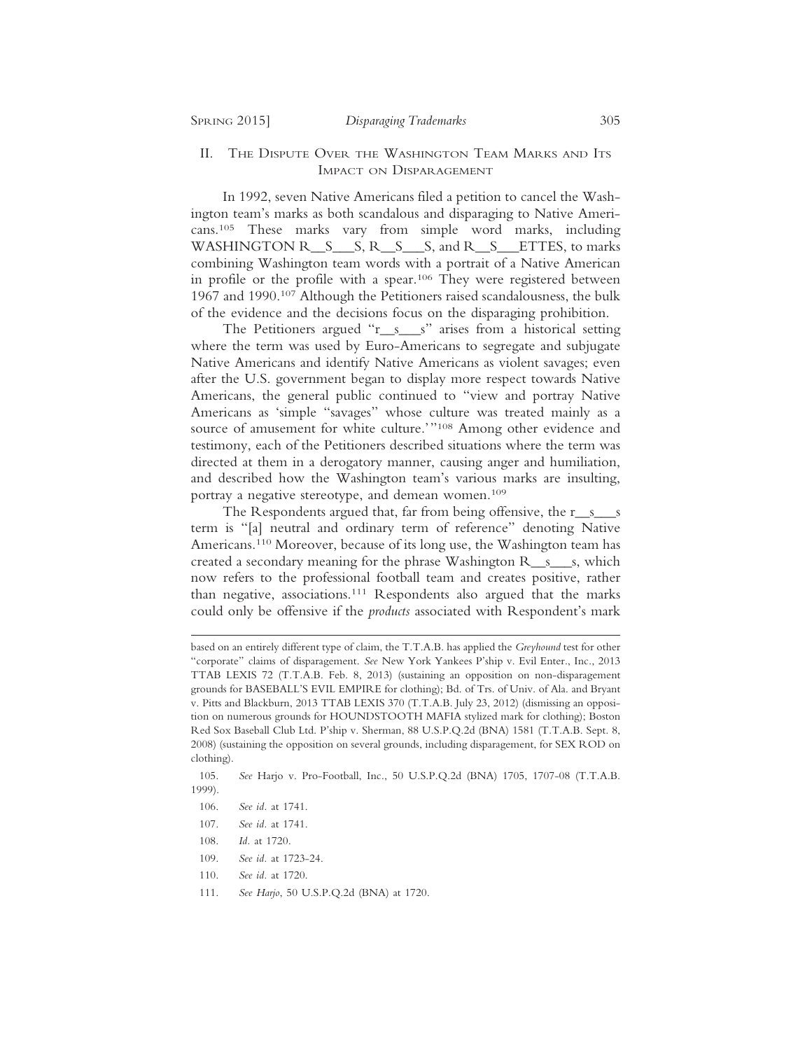## II. The Dispute Over the Washington Team Marks and Its Impact on Disparagement

In 1992, seven Native Americans filed a petition to cancel the Washington team's marks as both scandalous and disparaging to Native Americans.[105] These marks vary from simple word marks, including WASHINGTON R__S___S, R__S___S, and R__S___ETTES, to marks combining Washington team words with a portrait of a Native American in profile or the profile with a spear.[106] They were registered between 1967 and 1990.[107] Although the Petitioners raised scandalousness, the bulk of the evidence and the decisions focus on the disparaging prohibition.

The Petitioners argued "r__s___s" arises from a historical setting where the term was used by Euro-Americans to segregate and subjugate Native Americans and identify Native Americans as violent savages; even after the U.S. government began to display more respect towards Native Americans, the general public continued to "view and portray Native Americans as 'simple "savages" whose culture was treated mainly as a source of amusement for white culture.'"[108] Among other evidence and testimony, each of the Petitioners described situations where the term was directed at them in a derogatory manner, causing anger and humiliation, and described how the Washington team's various marks are insulting, portray a negative stereotype, and demean women.[109]

The Respondents argued that, far from being offensive, the r__s___s term is "[a] neutral and ordinary term of reference" denoting Native Americans.[110] Moreover, because of its long use, the Washington team has created a secondary meaning for the phrase Washington R__s___s, which now refers to the professional football team and creates positive, rather than negative, associations.[111] Respondents also argued that the marks could only be offensive if the *products* associated with Respondent's mark

---

based on an entirely different type of claim, the T.T.A.B. has applied the *Greyhound* test for other "corporate" claims of disparagement. *See* New York Yankees P'ship v. Evil Enter., Inc., 2013 TTAB LEXIS 72 (T.T.A.B. Feb. 8, 2013) (sustaining an opposition on non-disparagement grounds for BASEBALL'S EVIL EMPIRE for clothing); Bd. of Trs. of Univ. of Ala. and Bryant v. Pitts and Blackburn, 2013 TTAB LEXIS 370 (T.T.A.B. July 23, 2012) (dismissing an opposition on numerous grounds for HOUNDSTOOTH MAFIA stylized mark for clothing); Boston Red Sox Baseball Club Ltd. P'ship v. Sherman, 88 U.S.P.Q.2d (BNA) 1581 (T.T.A.B. Sept. 8, 2008) (sustaining the opposition on several grounds, including disparagement, for SEX ROD on clothing).

105. *See* Harjo v. Pro-Football, Inc., 50 U.S.P.Q.2d (BNA) 1705, 1707-08 (T.T.A.B. 1999).

106. *See id.* at 1741.

107. *See id.* at 1741.

108. *Id.* at 1720.

109. *See id.* at 1723-24.

110. *See id.* at 1720.

111. *See Harjo*, 50 U.S.P.Q.2d (BNA) at 1720.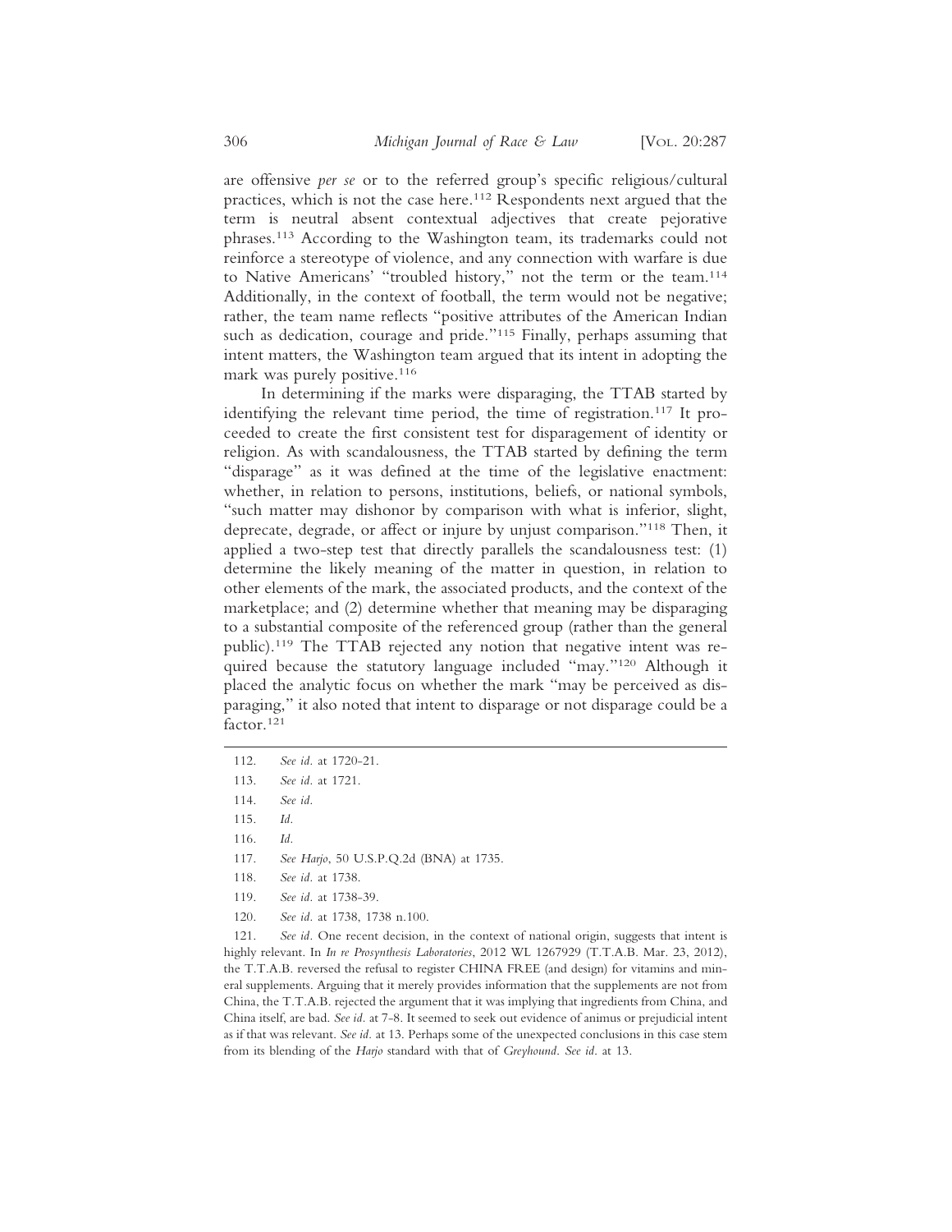are offensive *per se* or to the referred group's specific religious/cultural practices, which is not the case here.[112] Respondents next argued that the term is neutral absent contextual adjectives that create pejorative phrases.[113] According to the Washington team, its trademarks could not reinforce a stereotype of violence, and any connection with warfare is due to Native Americans' "troubled history," not the term or the team.[114] Additionally, in the context of football, the term would not be negative; rather, the team name reflects "positive attributes of the American Indian such as dedication, courage and pride."[115] Finally, perhaps assuming that intent matters, the Washington team argued that its intent in adopting the mark was purely positive.[116]

In determining if the marks were disparaging, the TTAB started by identifying the relevant time period, the time of registration.[117] It proceeded to create the first consistent test for disparagement of identity or religion. As with scandalousness, the TTAB started by defining the term "disparage" as it was defined at the time of the legislative enactment: whether, in relation to persons, institutions, beliefs, or national symbols, "such matter may dishonor by comparison with what is inferior, slight, deprecate, degrade, or affect or injure by unjust comparison."[118] Then, it applied a two-step test that directly parallels the scandalousness test: (1) determine the likely meaning of the matter in question, in relation to other elements of the mark, the associated products, and the context of the marketplace; and (2) determine whether that meaning may be disparaging to a substantial composite of the referenced group (rather than the general public).[119] The TTAB rejected any notion that negative intent was required because the statutory language included "may."[120] Although it placed the analytic focus on whether the mark "may be perceived as disparaging," it also noted that intent to disparage or not disparage could be a factor.[121]

---

112. *See id.* at 1720-21.

113. *See id.* at 1721.

114. *See id.*

115. *Id.*

116. *Id.*

117. *See Harjo*, 50 U.S.P.Q.2d (BNA) at 1735.

118. *See id.* at 1738.

119. *See id.* at 1738-39.

120. *See id.* at 1738, 1738 n.100.

121. *See id.* One recent decision, in the context of national origin, suggests that intent is highly relevant. In *In re Prosynthesis Laboratories*, 2012 WL 1267929 (T.T.A.B. Mar. 23, 2012), the T.T.A.B. reversed the refusal to register CHINA FREE (and design) for vitamins and mineral supplements. Arguing that it merely provides information that the supplements are not from China, the T.T.A.B. rejected the argument that it was implying that ingredients from China, and China itself, are bad. *See id.* at 7-8. It seemed to seek out evidence of animus or prejudicial intent as if that was relevant. *See id.* at 13. Perhaps some of the unexpected conclusions in this case stem from its blending of the *Harjo* standard with that of *Greyhound*. *See id.* at 13.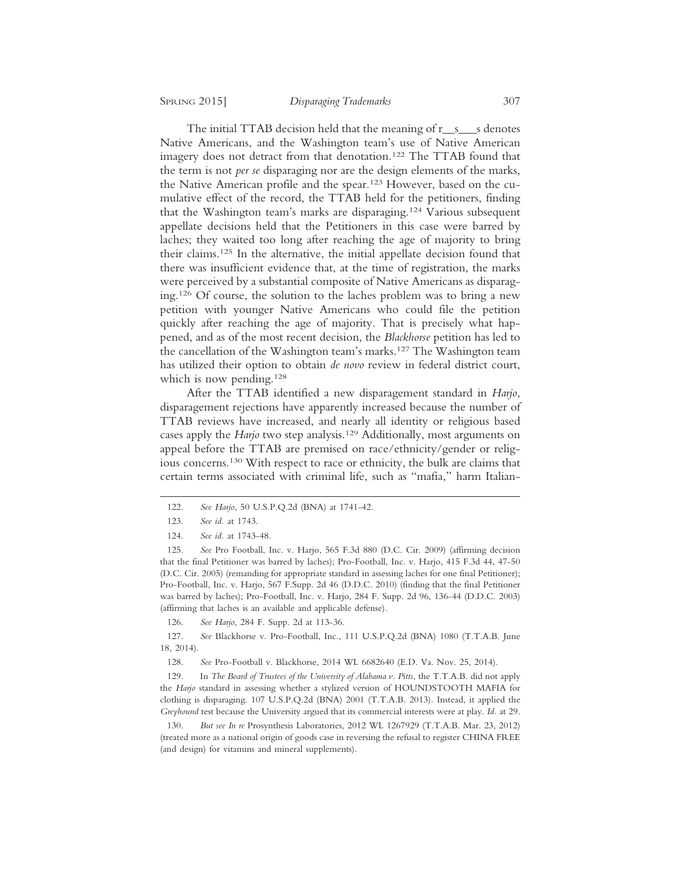The initial TTAB decision held that the meaning of r__s___s denotes Native Americans, and the Washington team's use of Native American imagery does not detract from that denotation.[122] The TTAB found that the term is not *per se* disparaging nor are the design elements of the marks, the Native American profile and the spear.[123] However, based on the cumulative effect of the record, the TTAB held for the petitioners, finding that the Washington team's marks are disparaging.[124] Various subsequent appellate decisions held that the Petitioners in this case were barred by laches; they waited too long after reaching the age of majority to bring their claims.[125] In the alternative, the initial appellate decision found that there was insufficient evidence that, at the time of registration, the marks were perceived by a substantial composite of Native Americans as disparaging.[126] Of course, the solution to the laches problem was to bring a new petition with younger Native Americans who could file the petition quickly after reaching the age of majority. That is precisely what happened, and as of the most recent decision, the *Blackhorse* petition has led to the cancellation of the Washington team's marks.[127] The Washington team has utilized their option to obtain *de novo* review in federal district court, which is now pending.[128]

After the TTAB identified a new disparagement standard in *Harjo*, disparagement rejections have apparently increased because the number of TTAB reviews have increased, and nearly all identity or religious based cases apply the *Harjo* two step analysis.[129] Additionally, most arguments on appeal before the TTAB are premised on race/ethnicity/gender or religious concerns.[130] With respect to race or ethnicity, the bulk are claims that certain terms associated with criminal life, such as "mafia," harm Italian-

---

122. *See Harjo*, 50 U.S.P.Q.2d (BNA) at 1741-42.

123. *See id.* at 1743.

124. *See id.* at 1743-48.

125. *See* Pro Football, Inc. v. Harjo, 565 F.3d 880 (D.C. Cir. 2009) (affirming decision that the final Petitioner was barred by laches); Pro-Football, Inc. v. Harjo, 415 F.3d 44, 47-50 (D.C. Cir. 2005) (remanding for appropriate standard in assessing laches for one final Petitioner); Pro-Football, Inc. v. Harjo, 567 F.Supp. 2d 46 (D.D.C. 2010) (finding that the final Petitioner was barred by laches); Pro-Football, Inc. v. Harjo, 284 F. Supp. 2d 96, 136-44 (D.D.C. 2003) (affirming that laches is an available and applicable defense).

126. *See Harjo*, 284 F. Supp. 2d at 113-36.

127. *See* Blackhorse v. Pro-Football, Inc., 111 U.S.P.Q.2d (BNA) 1080 (T.T.A.B. June 18, 2014).

128. *See* Pro-Football v. Blackhorse, 2014 WL 6682640 (E.D. Va. Nov. 25, 2014).

129. In *The Board of Trustees of the University of Alabama v. Pitts*, the T.T.A.B. did not apply the *Harjo* standard in assessing whether a stylized version of HOUNDSTOOTH MAFIA for clothing is disparaging. 107 U.S.P.Q.2d (BNA) 2001 (T.T.A.B. 2013). Instead, it applied the *Greyhound* test because the University argued that its commercial interests were at play. *Id.* at 29.

130. *But see In re* Prosynthesis Laboratories, 2012 WL 1267929 (T.T.A.B. Mar. 23, 2012) (treated more as a national origin of goods case in reversing the refusal to register CHINA FREE (and design) for vitamins and mineral supplements).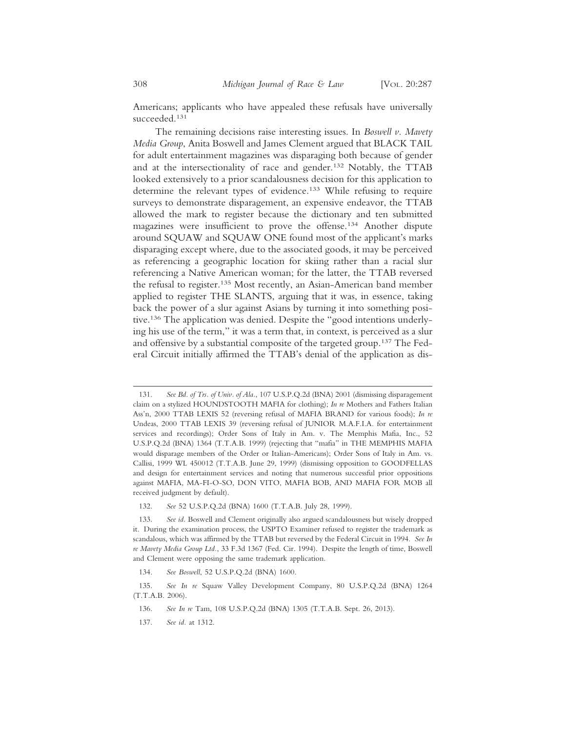Americans; applicants who have appealed these refusals have universally succeeded.[131]

The remaining decisions raise interesting issues. In *Boswell v. Mavety Media Group*, Anita Boswell and James Clement argued that BLACK TAIL for adult entertainment magazines was disparaging both because of gender and at the intersectionality of race and gender.[132] Notably, the TTAB looked extensively to a prior scandalousness decision for this application to determine the relevant types of evidence.[133] While refusing to require surveys to demonstrate disparagement, an expensive endeavor, the TTAB allowed the mark to register because the dictionary and ten submitted magazines were insufficient to prove the offense.[134] Another dispute around SQUAW and SQUAW ONE found most of the applicant's marks disparaging except where, due to the associated goods, it may be perceived as referencing a geographic location for skiing rather than a racial slur referencing a Native American woman; for the latter, the TTAB reversed the refusal to register.[135] Most recently, an Asian-American band member applied to register THE SLANTS, arguing that it was, in essence, taking back the power of a slur against Asians by turning it into something positive.[136] The application was denied. Despite the "good intentions underlying his use of the term," it was a term that, in context, is perceived as a slur and offensive by a substantial composite of the targeted group.[137] The Federal Circuit initially affirmed the TTAB's denial of the application as dis-

---

131. *See Bd. of Trs. of Univ. of Ala.*, 107 U.S.P.Q.2d (BNA) 2001 (dismissing disparagement claim on a stylized HOUNDSTOOTH MAFIA for clothing); *In re* Mothers and Fathers Italian Ass'n, 2000 TTAB LEXIS 52 (reversing refusal of MAFIA BRAND for various foods); *In re* Undeas, 2000 TTAB LEXIS 39 (reversing refusal of JUNIOR M.A.F.I.A. for entertainment services and recordings); Order Sons of Italy in Am. v. The Memphis Mafia, Inc., 52 U.S.P.Q.2d (BNA) 1364 (T.T.A.B. 1999) (rejecting that "mafia" in THE MEMPHIS MAFIA would disparage members of the Order or Italian-Americans); Order Sons of Italy in Am. vs. Callisi, 1999 WL 450012 (T.T.A.B. June 29, 1999) (dismissing opposition to GOODFELLAS and design for entertainment services and noting that numerous successful prior oppositions against MAFIA, MA-FI-O-SO, DON VITO, MAFIA BOB, AND MAFIA FOR MOB all received judgment by default).

132. *See* 52 U.S.P.Q.2d (BNA) 1600 (T.T.A.B. July 28, 1999).

133. *See id.* Boswell and Clement originally also argued scandalousness but wisely dropped it. During the examination process, the USPTO Examiner refused to register the trademark as scandalous, which was affirmed by the TTAB but reversed by the Federal Circuit in 1994. *See In re Mavety Media Group Ltd.*, 33 F.3d 1367 (Fed. Cir. 1994). Despite the length of time, Boswell and Clement were opposing the same trademark application.

134. *See Boswell*, 52 U.S.P.Q.2d (BNA) 1600.

135. *See In re* Squaw Valley Development Company, 80 U.S.P.Q.2d (BNA) 1264 (T.T.A.B. 2006).

136. *See In re* Tam, 108 U.S.P.Q.2d (BNA) 1305 (T.T.A.B. Sept. 26, 2013).

137. *See id.* at 1312.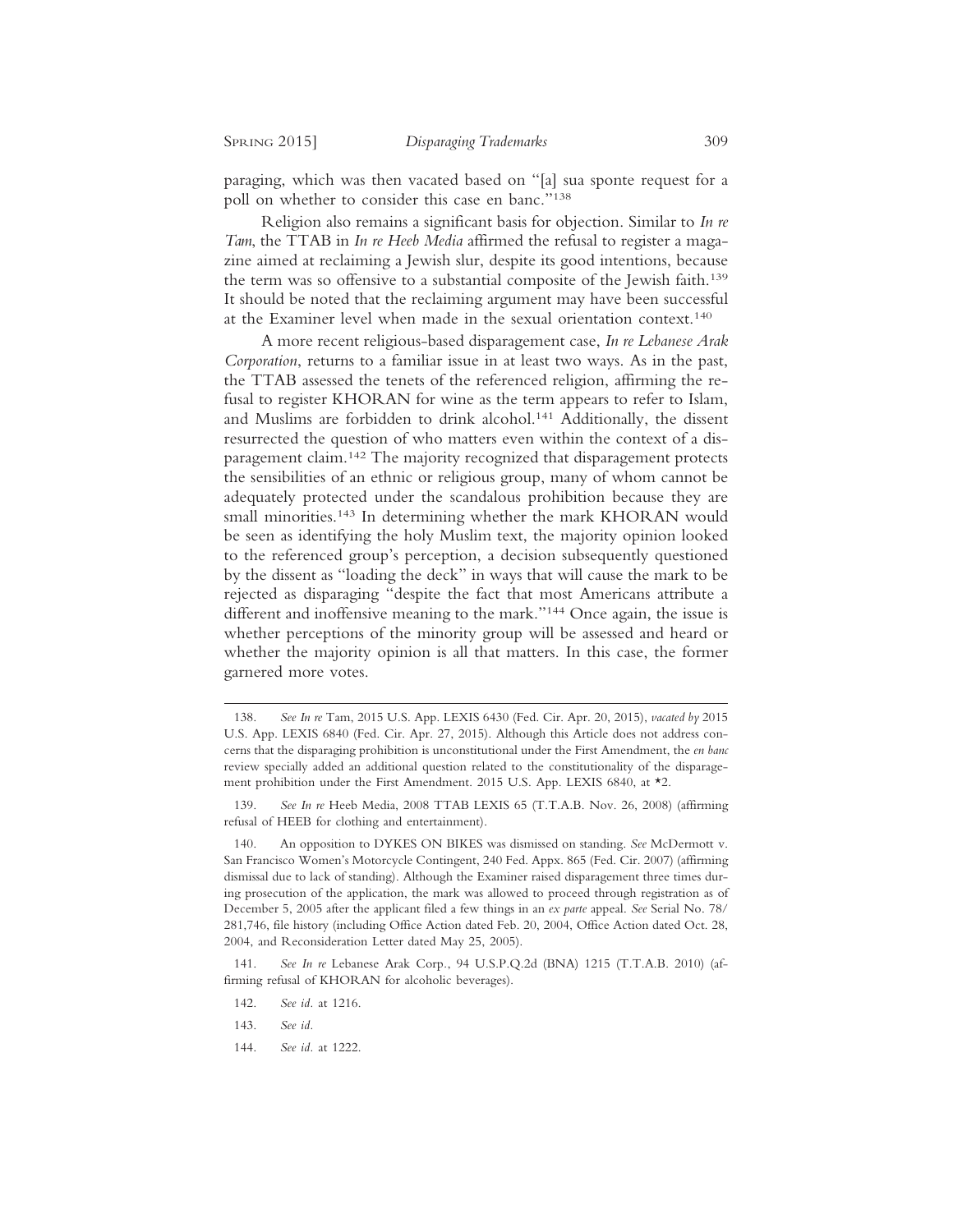paraging, which was then vacated based on "[a] sua sponte request for a poll on whether to consider this case en banc."[138]

Religion also remains a significant basis for objection. Similar to *In re Tam*, the TTAB in *In re Heeb Media* affirmed the refusal to register a magazine aimed at reclaiming a Jewish slur, despite its good intentions, because the term was so offensive to a substantial composite of the Jewish faith.[139] It should be noted that the reclaiming argument may have been successful at the Examiner level when made in the sexual orientation context.[140]

A more recent religious-based disparagement case, *In re Lebanese Arak Corporation*, returns to a familiar issue in at least two ways. As in the past, the TTAB assessed the tenets of the referenced religion, affirming the refusal to register KHORAN for wine as the term appears to refer to Islam, and Muslims are forbidden to drink alcohol.[141] Additionally, the dissent resurrected the question of who matters even within the context of a disparagement claim.[142] The majority recognized that disparagement protects the sensibilities of an ethnic or religious group, many of whom cannot be adequately protected under the scandalous prohibition because they are small minorities.[143] In determining whether the mark KHORAN would be seen as identifying the holy Muslim text, the majority opinion looked to the referenced group's perception, a decision subsequently questioned by the dissent as "loading the deck" in ways that will cause the mark to be rejected as disparaging "despite the fact that most Americans attribute a different and inoffensive meaning to the mark."[144] Once again, the issue is whether perceptions of the minority group will be assessed and heard or whether the majority opinion is all that matters. In this case, the former garnered more votes.

---

138. *See In re* Tam, 2015 U.S. App. LEXIS 6430 (Fed. Cir. Apr. 20, 2015), *vacated by* 2015 U.S. App. LEXIS 6840 (Fed. Cir. Apr. 27, 2015). Although this Article does not address concerns that the disparaging prohibition is unconstitutional under the First Amendment, the *en banc* review specially added an additional question related to the constitutionality of the disparagement prohibition under the First Amendment. 2015 U.S. App. LEXIS 6840, at *2.

139. *See In re* Heeb Media, 2008 TTAB LEXIS 65 (T.T.A.B. Nov. 26, 2008) (affirming refusal of HEEB for clothing and entertainment).

140. An opposition to DYKES ON BIKES was dismissed on standing. *See* McDermott v. San Francisco Women's Motorcycle Contingent, 240 Fed. Appx. 865 (Fed. Cir. 2007) (affirming dismissal due to lack of standing). Although the Examiner raised disparagement three times during prosecution of the application, the mark was allowed to proceed through registration as of December 5, 2005 after the applicant filed a few things in an *ex parte* appeal. *See* Serial No. 78/281,746, file history (including Office Action dated Feb. 20, 2004, Office Action dated Oct. 28, 2004, and Reconsideration Letter dated May 25, 2005).

141. *See In re* Lebanese Arak Corp., 94 U.S.P.Q.2d (BNA) 1215 (T.T.A.B. 2010) (affirming refusal of KHORAN for alcoholic beverages).

142. *See id.* at 1216.

143. *See id.*

144. *See id.* at 1222.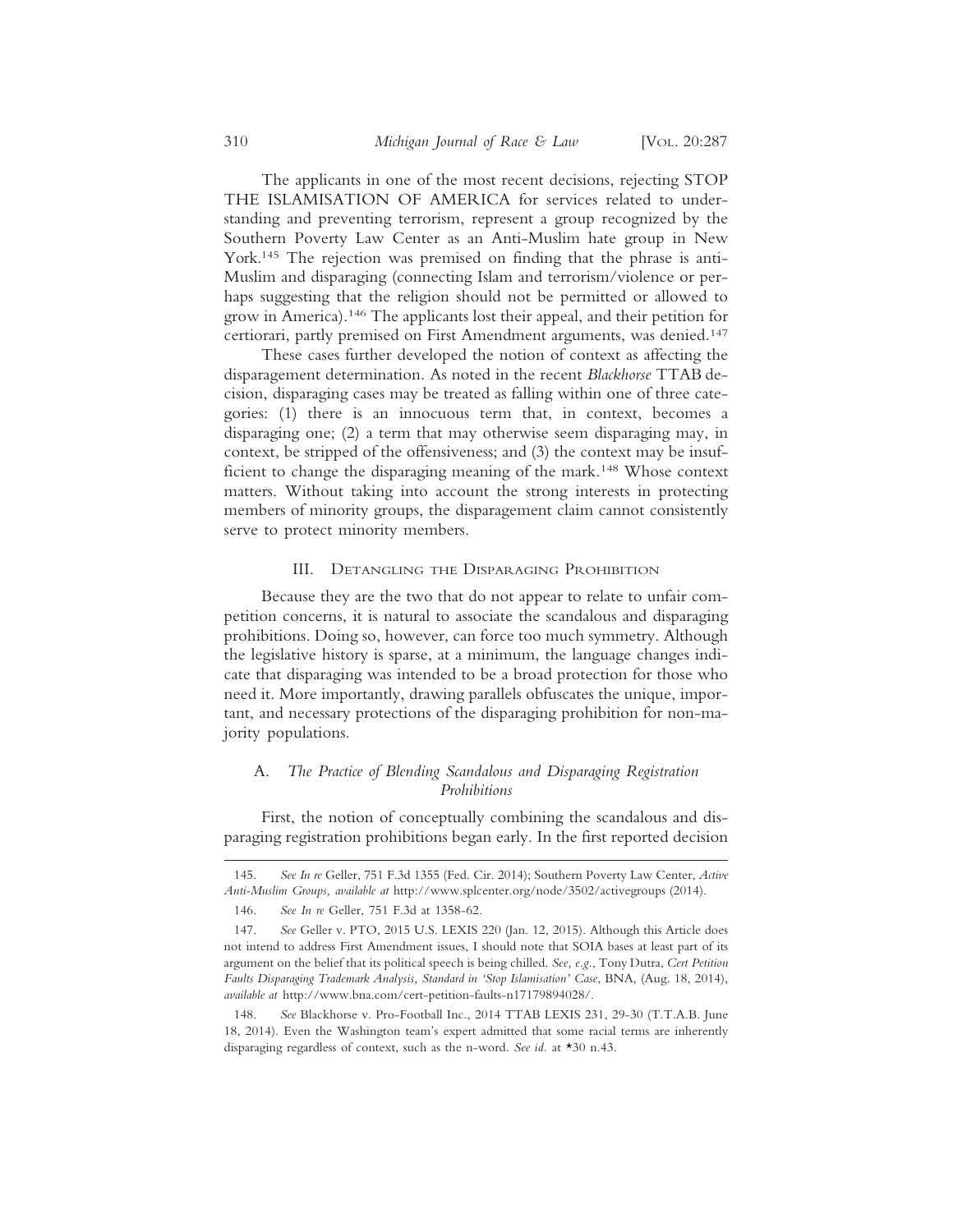The applicants in one of the most recent decisions, rejecting STOP THE ISLAMISATION OF AMERICA for services related to understanding and preventing terrorism, represent a group recognized by the Southern Poverty Law Center as an Anti-Muslim hate group in New York.[145] The rejection was premised on finding that the phrase is anti-Muslim and disparaging (connecting Islam and terrorism/violence or perhaps suggesting that the religion should not be permitted or allowed to grow in America).[146] The applicants lost their appeal, and their petition for certiorari, partly premised on First Amendment arguments, was denied.[147]

These cases further developed the notion of context as affecting the disparagement determination. As noted in the recent *Blackhorse* TTAB decision, disparaging cases may be treated as falling within one of three categories: (1) there is an innocuous term that, in context, becomes a disparaging one; (2) a term that may otherwise seem disparaging may, in context, be stripped of the offensiveness; and (3) the context may be insufficient to change the disparaging meaning of the mark.[148] Whose context matters. Without taking into account the strong interests in protecting members of minority groups, the disparagement claim cannot consistently serve to protect minority members.

## III. Detangling the Disparaging Prohibition

Because they are the two that do not appear to relate to unfair competition concerns, it is natural to associate the scandalous and disparaging prohibitions. Doing so, however, can force too much symmetry. Although the legislative history is sparse, at a minimum, the language changes indicate that disparaging was intended to be a broad protection for those who need it. More importantly, drawing parallels obfuscates the unique, important, and necessary protections of the disparaging prohibition for non-majority populations.

### A. *The Practice of Blending Scandalous and Disparaging Registration Prohibitions*

First, the notion of conceptually combining the scandalous and disparaging registration prohibitions began early. In the first reported decision

---

145. *See In re* Geller, 751 F.3d 1355 (Fed. Cir. 2014); Southern Poverty Law Center, *Active Anti-Muslim Groups, available at* http://www.splcenter.org/node/3502/activegroups (2014).

146. *See In re* Geller, 751 F.3d at 1358-62.

147. *See* Geller v. PTO, 2015 U.S. LEXIS 220 (Jan. 12, 2015). Although this Article does not intend to address First Amendment issues, I should note that SOIA bases at least part of its argument on the belief that its political speech is being chilled. *See, e.g.*, Tony Dutra, *Cert Petition Faults Disparaging Trademark Analysis, Standard in 'Stop Islamisation' Case*, BNA, (Aug. 18, 2014), *available at* http://www.bna.com/cert-petition-faults-n17179894028/.

148. *See* Blackhorse v. Pro-Football Inc., 2014 TTAB LEXIS 231, 29-30 (T.T.A.B. June 18, 2014). Even the Washington team's expert admitted that some racial terms are inherently disparaging regardless of context, such as the n-word. *See id.* at *30 n.43.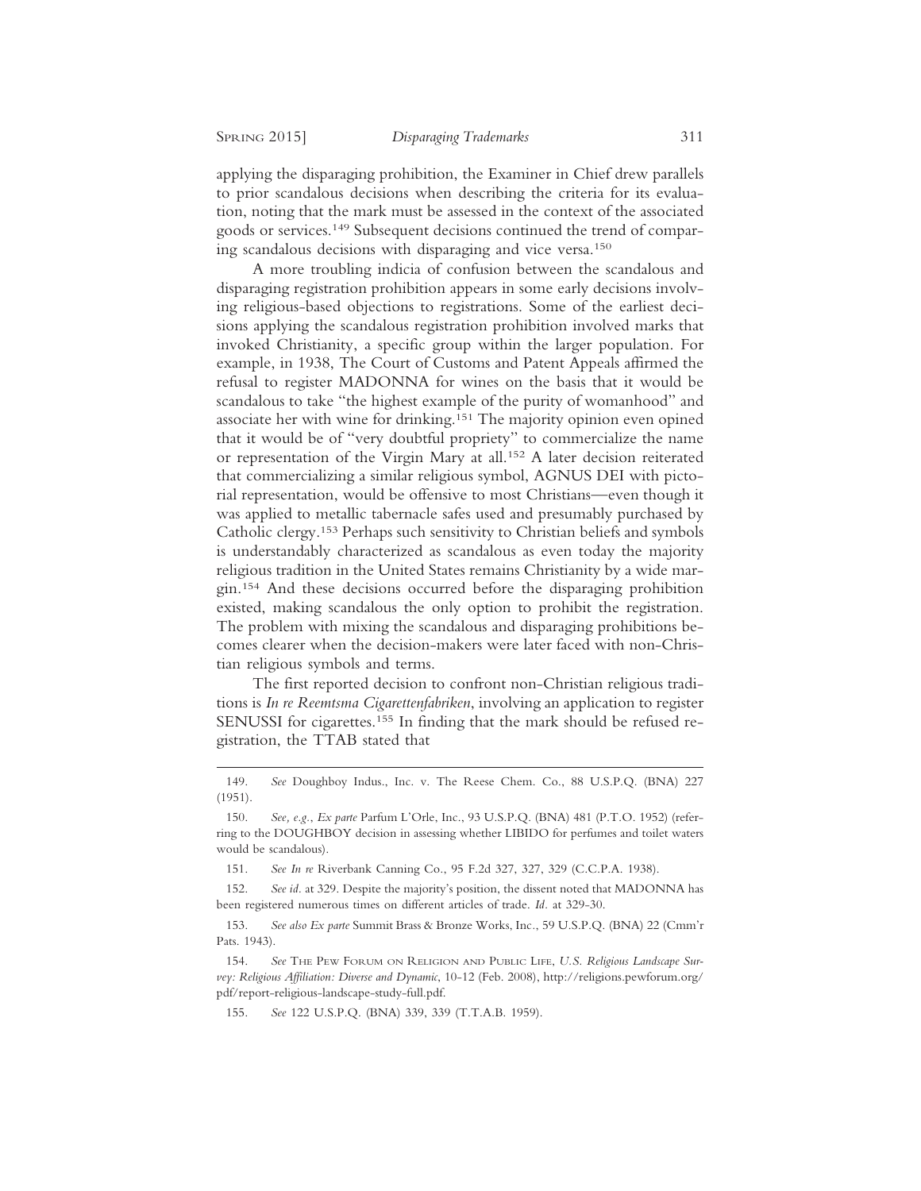applying the disparaging prohibition, the Examiner in Chief drew parallels to prior scandalous decisions when describing the criteria for its evaluation, noting that the mark must be assessed in the context of the associated goods or services.[149] Subsequent decisions continued the trend of comparing scandalous decisions with disparaging and vice versa.[150]

A more troubling indicia of confusion between the scandalous and disparaging registration prohibition appears in some early decisions involving religious-based objections to registrations. Some of the earliest decisions applying the scandalous registration prohibition involved marks that invoked Christianity, a specific group within the larger population. For example, in 1938, The Court of Customs and Patent Appeals affirmed the refusal to register MADONNA for wines on the basis that it would be scandalous to take "the highest example of the purity of womanhood" and associate her with wine for drinking.[151] The majority opinion even opined that it would be of "very doubtful propriety" to commercialize the name or representation of the Virgin Mary at all.[152] A later decision reiterated that commercializing a similar religious symbol, AGNUS DEI with pictorial representation, would be offensive to most Christians—even though it was applied to metallic tabernacle safes used and presumably purchased by Catholic clergy.[153] Perhaps such sensitivity to Christian beliefs and symbols is understandably characterized as scandalous as even today the majority religious tradition in the United States remains Christianity by a wide margin.[154] And these decisions occurred before the disparaging prohibition existed, making scandalous the only option to prohibit the registration. The problem with mixing the scandalous and disparaging prohibitions becomes clearer when the decision-makers were later faced with non-Christian religious symbols and terms.

The first reported decision to confront non-Christian religious traditions is *In re Reemtsma Cigarettenfabriken*, involving an application to register SENUSSI for cigarettes.[155] In finding that the mark should be refused registration, the TTAB stated that

---

149. *See* Doughboy Indus., Inc. v. The Reese Chem. Co., 88 U.S.P.Q. (BNA) 227 (1951).

150. *See, e.g.*, *Ex parte* Parfum L'Orle, Inc., 93 U.S.P.Q. (BNA) 481 (P.T.O. 1952) (referring to the DOUGHBOY decision in assessing whether LIBIDO for perfumes and toilet waters would be scandalous).

151. *See In re* Riverbank Canning Co., 95 F.2d 327, 327, 329 (C.C.P.A. 1938).

152. *See id.* at 329. Despite the majority's position, the dissent noted that MADONNA has been registered numerous times on different articles of trade. *Id.* at 329-30.

153. *See also Ex parte* Summit Brass & Bronze Works, Inc., 59 U.S.P.Q. (BNA) 22 (Cmm'r Pats. 1943).

154. *See* The Pew Forum on Religion and Public Life, *U.S. Religious Landscape Survey: Religious Affiliation: Diverse and Dynamic*, 10-12 (Feb. 2008), http://religions.pewforum.org/pdf/report-religious-landscape-study-full.pdf.

155. *See* 122 U.S.P.Q. (BNA) 339, 339 (T.T.A.B. 1959).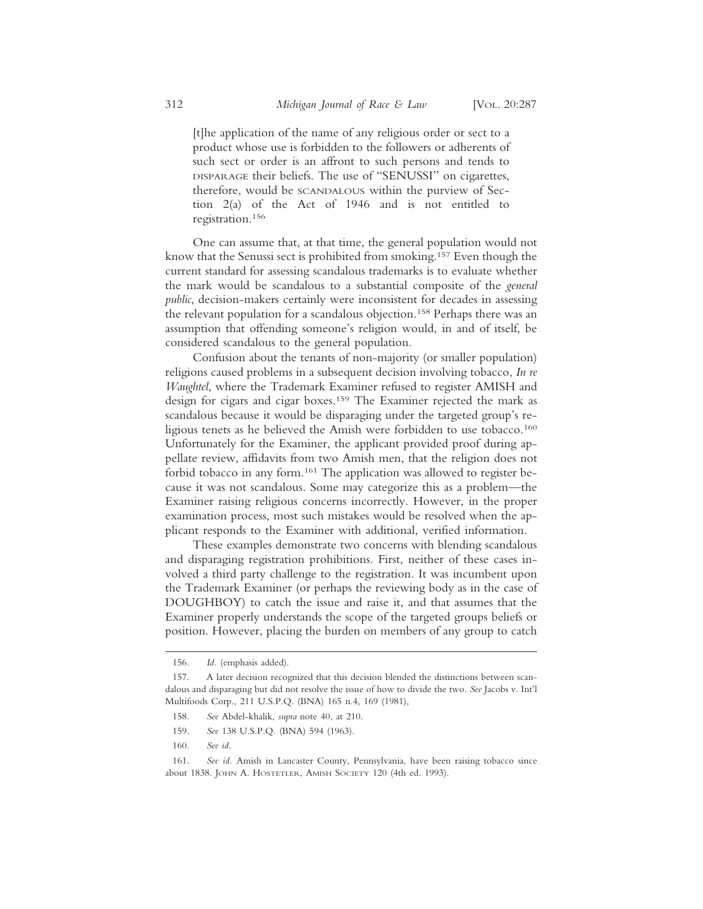> [t]he application of the name of any religious order or sect to a product whose use is forbidden to the followers or adherents of such sect or order is an affront to such persons and tends to DISPARAGE their beliefs. The use of "SENUSSI" on cigarettes, therefore, would be SCANDALOUS within the purview of Section 2(a) of the Act of 1946 and is not entitled to registration.[156]

One can assume that, at that time, the general population would not know that the Senussi sect is prohibited from smoking.[157] Even though the current standard for assessing scandalous trademarks is to evaluate whether the mark would be scandalous to a substantial composite of the *general public*, decision-makers certainly were inconsistent for decades in assessing the relevant population for a scandalous objection.[158] Perhaps there was an assumption that offending someone's religion would, in and of itself, be considered scandalous to the general population.

Confusion about the tenants of non-majority (or smaller population) religions caused problems in a subsequent decision involving tobacco, *In re Waughtel*, where the Trademark Examiner refused to register AMISH and design for cigars and cigar boxes.[159] The Examiner rejected the mark as scandalous because it would be disparaging under the targeted group's religious tenets as he believed the Amish were forbidden to use tobacco.[160] Unfortunately for the Examiner, the applicant provided proof during appellate review, affidavits from two Amish men, that the religion does not forbid tobacco in any form.[161] The application was allowed to register because it was not scandalous. Some may categorize this as a problem—the Examiner raising religious concerns incorrectly. However, in the proper examination process, most such mistakes would be resolved when the applicant responds to the Examiner with additional, verified information.

These examples demonstrate two concerns with blending scandalous and disparaging registration prohibitions. First, neither of these cases involved a third party challenge to the registration. It was incumbent upon the Trademark Examiner (or perhaps the reviewing body as in the case of DOUGHBOY) to catch the issue and raise it, and that assumes that the Examiner properly understands the scope of the targeted groups beliefs or position. However, placing the burden on members of any group to catch

---

156. *Id.* (emphasis added).

157. A later decision recognized that this decision blended the distinctions between scandalous and disparaging but did not resolve the issue of how to divide the two. *See* Jacobs v. Int'l Multifoods Corp., 211 U.S.P.Q. (BNA) 165 n.4, 169 (1981),

158. *See* Abdel-khalik, *supra* note 40, at 210.

159. *See* 138 U.S.P.Q. (BNA) 594 (1963).

160. *See id.*

161. *See id.* Amish in Lancaster County, Pennsylvania, have been raising tobacco since about 1838. JOHN A. HOSTETLER, AMISH SOCIETY 120 (4th ed. 1993).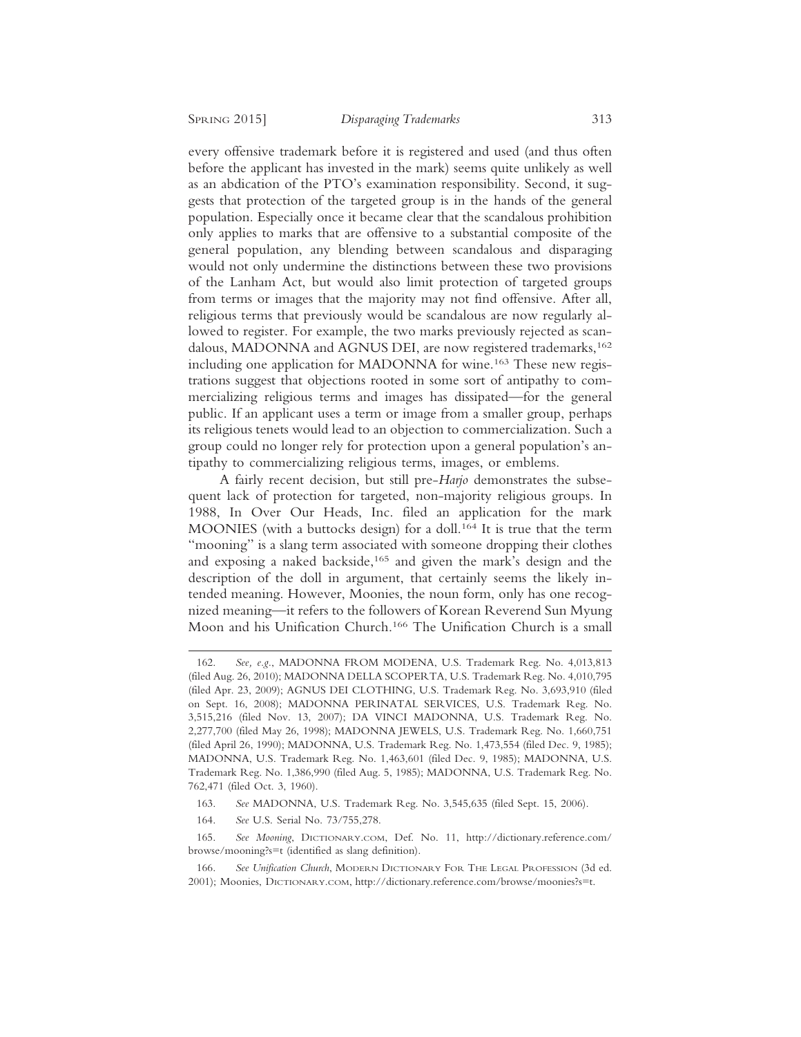every offensive trademark before it is registered and used (and thus often before the applicant has invested in the mark) seems quite unlikely as well as an abdication of the PTO's examination responsibility. Second, it suggests that protection of the targeted group is in the hands of the general population. Especially once it became clear that the scandalous prohibition only applies to marks that are offensive to a substantial composite of the general population, any blending between scandalous and disparaging would not only undermine the distinctions between these two provisions of the Lanham Act, but would also limit protection of targeted groups from terms or images that the majority may not find offensive. After all, religious terms that previously would be scandalous are now regularly allowed to register. For example, the two marks previously rejected as scandalous, MADONNA and AGNUS DEI, are now registered trademarks,[162] including one application for MADONNA for wine.[163] These new registrations suggest that objections rooted in some sort of antipathy to commercializing religious terms and images has dissipated—for the general public. If an applicant uses a term or image from a smaller group, perhaps its religious tenets would lead to an objection to commercialization. Such a group could no longer rely for protection upon a general population's antipathy to commercializing religious terms, images, or emblems.

A fairly recent decision, but still pre-*Harjo* demonstrates the subsequent lack of protection for targeted, non-majority religious groups. In 1988, In Over Our Heads, Inc. filed an application for the mark MOONIES (with a buttocks design) for a doll.[164] It is true that the term "mooning" is a slang term associated with someone dropping their clothes and exposing a naked backside,[165] and given the mark's design and the description of the doll in argument, that certainly seems the likely intended meaning. However, Moonies, the noun form, only has one recognized meaning—it refers to the followers of Korean Reverend Sun Myung Moon and his Unification Church.[166] The Unification Church is a small

---

162. *See, e.g.*, MADONNA FROM MODENA, U.S. Trademark Reg. No. 4,013,813 (filed Aug. 26, 2010); MADONNA DELLA SCOPERTA, U.S. Trademark Reg. No. 4,010,795 (filed Apr. 23, 2009); AGNUS DEI CLOTHING, U.S. Trademark Reg. No. 3,693,910 (filed on Sept. 16, 2008); MADONNA PERINATAL SERVICES, U.S. Trademark Reg. No. 3,515,216 (filed Nov. 13, 2007); DA VINCI MADONNA, U.S. Trademark Reg. No. 2,277,700 (filed May 26, 1998); MADONNA JEWELS, U.S. Trademark Reg. No. 1,660,751 (filed April 26, 1990); MADONNA, U.S. Trademark Reg. No. 1,473,554 (filed Dec. 9, 1985); MADONNA, U.S. Trademark Reg. No. 1,463,601 (filed Dec. 9, 1985); MADONNA, U.S. Trademark Reg. No. 1,386,990 (filed Aug. 5, 1985); MADONNA, U.S. Trademark Reg. No. 762,471 (filed Oct. 3, 1960).

163. *See* MADONNA, U.S. Trademark Reg. No. 3,545,635 (filed Sept. 15, 2006).

164. *See* U.S. Serial No. 73/755,278.

165. *See Mooning*, Dictionary.com, Def. No. 11, http://dictionary.reference.com/browse/mooning?s=t (identified as slang definition).

166. *See Unification Church*, Modern Dictionary For The Legal Profession (3d ed. 2001); Moonies, Dictionary.com, http://dictionary.reference.com/browse/moonies?s=t.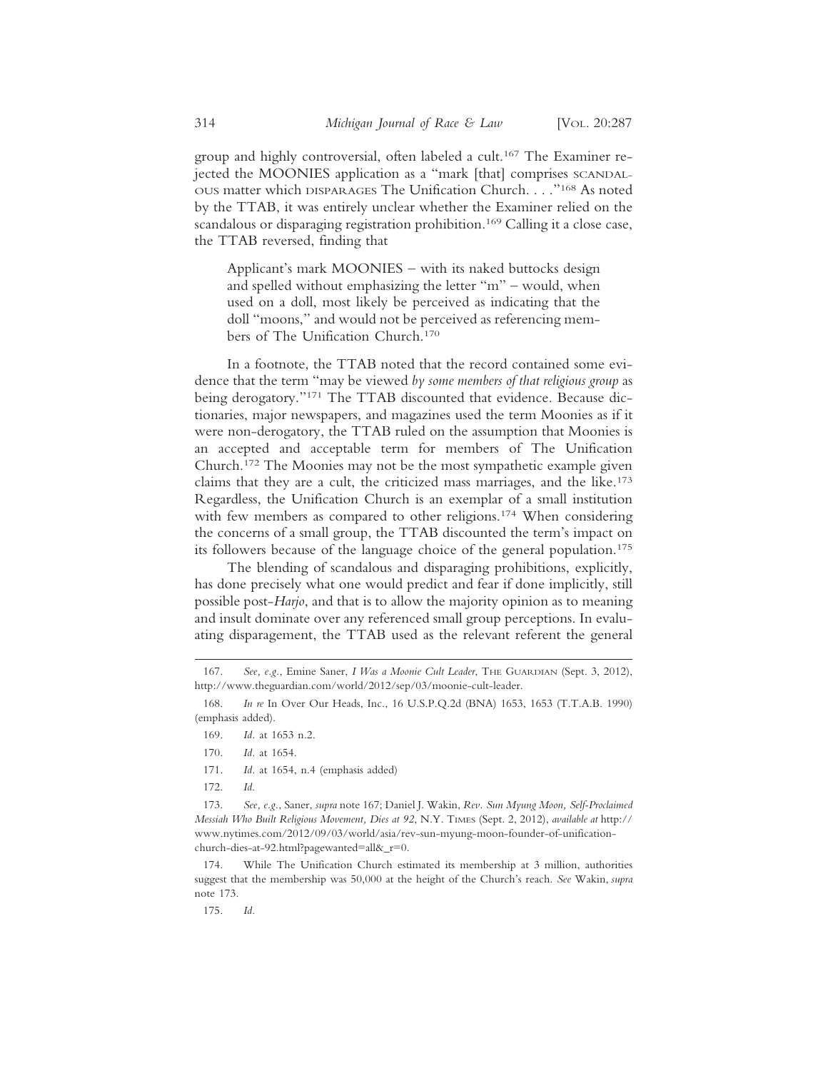group and highly controversial, often labeled a cult.[167] The Examiner rejected the MOONIES application as a "mark [that] comprises SCANDALOUS matter which DISPARAGES The Unification Church. . . ."[168] As noted by the TTAB, it was entirely unclear whether the Examiner relied on the scandalous or disparaging registration prohibition.[169] Calling it a close case, the TTAB reversed, finding that

> Applicant's mark MOONIES – with its naked buttocks design and spelled without emphasizing the letter "m" – would, when used on a doll, most likely be perceived as indicating that the doll "moons," and would not be perceived as referencing members of The Unification Church.[170]

In a footnote, the TTAB noted that the record contained some evidence that the term "may be viewed *by some members of that religious group* as being derogatory."[171] The TTAB discounted that evidence. Because dictionaries, major newspapers, and magazines used the term Moonies as if it were non-derogatory, the TTAB ruled on the assumption that Moonies is an accepted and acceptable term for members of The Unification Church.[172] The Moonies may not be the most sympathetic example given claims that they are a cult, the criticized mass marriages, and the like.[173] Regardless, the Unification Church is an exemplar of a small institution with few members as compared to other religions.[174] When considering the concerns of a small group, the TTAB discounted the term's impact on its followers because of the language choice of the general population.[175]

The blending of scandalous and disparaging prohibitions, explicitly, has done precisely what one would predict and fear if done implicitly, still possible post-*Harjo*, and that is to allow the majority opinion as to meaning and insult dominate over any referenced small group perceptions. In evaluating disparagement, the TTAB used as the relevant referent the general

167. *See, e.g.*, Emine Saner, *I Was a Moonie Cult Leader*, THE GUARDIAN (Sept. 3, 2012), http://www.theguardian.com/world/2012/sep/03/moonie-cult-leader.

168. *In re* In Over Our Heads, Inc., 16 U.S.P.Q.2d (BNA) 1653, 1653 (T.T.A.B. 1990) (emphasis added).

169. *Id.* at 1653 n.2.

170. *Id.* at 1654.

171. *Id.* at 1654, n.4 (emphasis added)

172. *Id.*

173. *See, e.g.*, Saner, *supra* note 167; Daniel J. Wakin, *Rev. Sun Myung Moon, Self-Proclaimed Messiah Who Built Religious Movement, Dies at 92*, N.Y. TIMES (Sept. 2, 2012), *available at* http://www.nytimes.com/2012/09/03/world/asia/rev-sun-myung-moon-founder-of-unification-church-dies-at-92.html?pagewanted=all&_r=0.

174. While The Unification Church estimated its membership at 3 million, authorities suggest that the membership was 50,000 at the height of the Church's reach. *See* Wakin, *supra* note 173.

175. *Id.*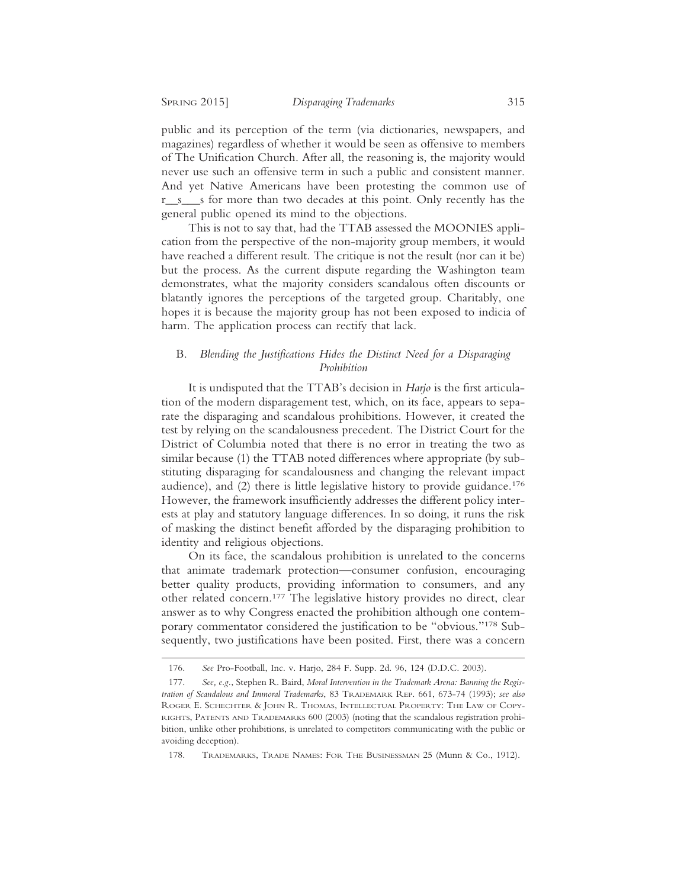public and its perception of the term (via dictionaries, newspapers, and magazines) regardless of whether it would be seen as offensive to members of The Unification Church. After all, the reasoning is, the majority would never use such an offensive term in such a public and consistent manner. And yet Native Americans have been protesting the common use of r__s___s for more than two decades at this point. Only recently has the general public opened its mind to the objections.

This is not to say that, had the TTAB assessed the MOONIES application from the perspective of the non-majority group members, it would have reached a different result. The critique is not the result (nor can it be) but the process. As the current dispute regarding the Washington team demonstrates, what the majority considers scandalous often discounts or blatantly ignores the perceptions of the targeted group. Charitably, one hopes it is because the majority group has not been exposed to indicia of harm. The application process can rectify that lack.

### B. *Blending the Justifications Hides the Distinct Need for a Disparaging Prohibition*

It is undisputed that the TTAB's decision in *Harjo* is the first articulation of the modern disparagement test, which, on its face, appears to separate the disparaging and scandalous prohibitions. However, it created the test by relying on the scandalousness precedent. The District Court for the District of Columbia noted that there is no error in treating the two as similar because (1) the TTAB noted differences where appropriate (by substituting disparaging for scandalousness and changing the relevant impact audience), and (2) there is little legislative history to provide guidance.[176] However, the framework insufficiently addresses the different policy interests at play and statutory language differences. In so doing, it runs the risk of masking the distinct benefit afforded by the disparaging prohibition to identity and religious objections.

On its face, the scandalous prohibition is unrelated to the concerns that animate trademark protection—consumer confusion, encouraging better quality products, providing information to consumers, and any other related concern.[177] The legislative history provides no direct, clear answer as to why Congress enacted the prohibition although one contemporary commentator considered the justification to be "obvious."[178] Subsequently, two justifications have been posited. First, there was a concern

---

176. *See* Pro-Football, Inc. v. Harjo, 284 F. Supp. 2d. 96, 124 (D.D.C. 2003).

177. *See, e.g.*, Stephen R. Baird, *Moral Intervention in the Trademark Arena: Banning the Registration of Scandalous and Immoral Trademarks*, 83 TRADEMARK REP. 661, 673-74 (1993); *see also* ROGER E. SCHECHTER & JOHN R. THOMAS, INTELLECTUAL PROPERTY: THE LAW OF COPYRIGHTS, PATENTS AND TRADEMARKS 600 (2003) (noting that the scandalous registration prohibition, unlike other prohibitions, is unrelated to competitors communicating with the public or avoiding deception).

178. TRADEMARKS, TRADE NAMES: FOR THE BUSINESSMAN 25 (Munn & Co., 1912).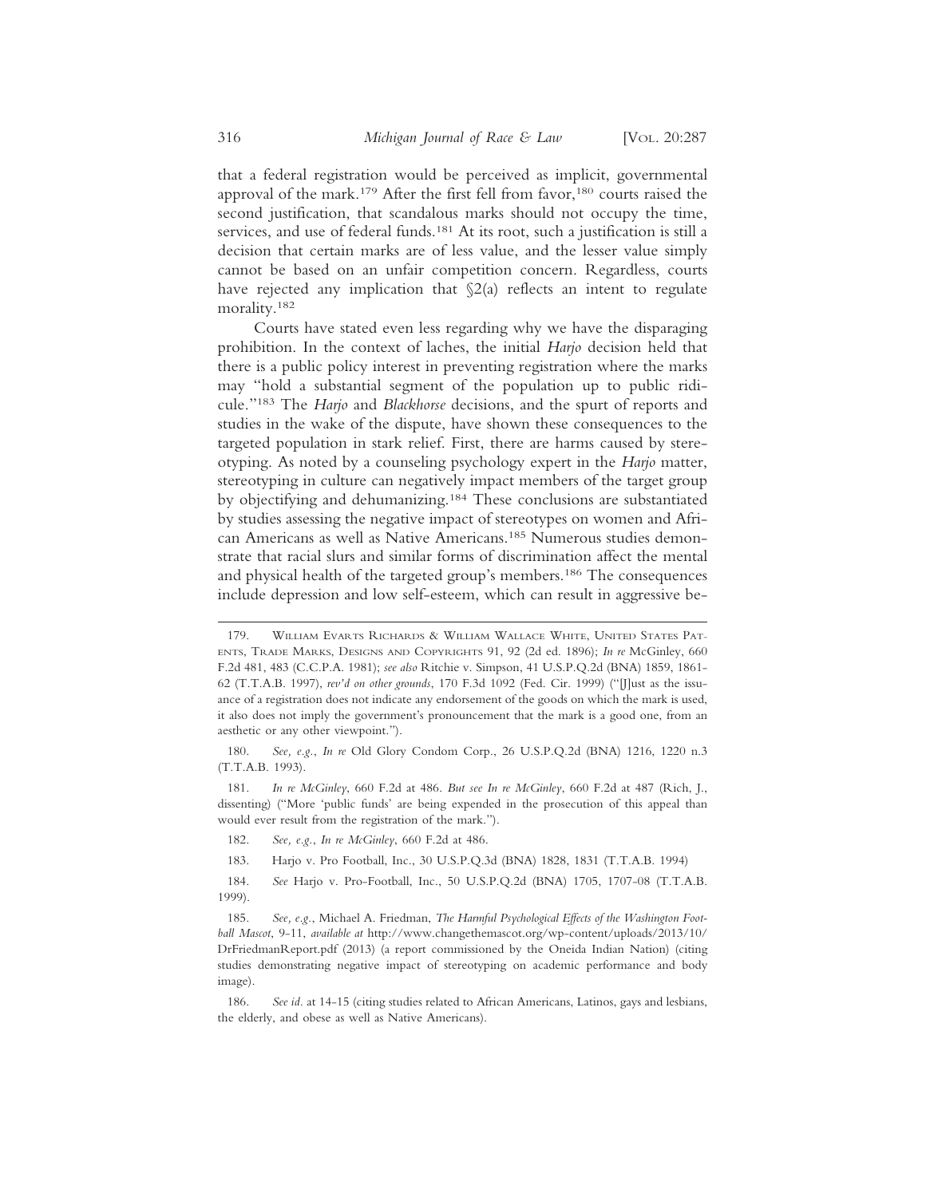that a federal registration would be perceived as implicit, governmental approval of the mark.[179] After the first fell from favor,[180] courts raised the second justification, that scandalous marks should not occupy the time, services, and use of federal funds.[181] At its root, such a justification is still a decision that certain marks are of less value, and the lesser value simply cannot be based on an unfair competition concern. Regardless, courts have rejected any implication that §2(a) reflects an intent to regulate morality.[182]

Courts have stated even less regarding why we have the disparaging prohibition. In the context of laches, the initial *Harjo* decision held that there is a public policy interest in preventing registration where the marks may "hold a substantial segment of the population up to public ridicule."[183] The *Harjo* and *Blackhorse* decisions, and the spurt of reports and studies in the wake of the dispute, have shown these consequences to the targeted population in stark relief. First, there are harms caused by stereotyping. As noted by a counseling psychology expert in the *Harjo* matter, stereotyping in culture can negatively impact members of the target group by objectifying and dehumanizing.[184] These conclusions are substantiated by studies assessing the negative impact of stereotypes on women and African Americans as well as Native Americans.[185] Numerous studies demonstrate that racial slurs and similar forms of discrimination affect the mental and physical health of the targeted group's members.[186] The consequences include depression and low self-esteem, which can result in aggressive be-

---

179. William Evarts Richards & William Wallace White, United States Patents, Trade Marks, Designs and Copyrights 91, 92 (2d ed. 1896); *In re* McGinley, 660 F.2d 481, 483 (C.C.P.A. 1981); *see also* Ritchie v. Simpson, 41 U.S.P.Q.2d (BNA) 1859, 1861-62 (T.T.A.B. 1997), *rev'd on other grounds*, 170 F.3d 1092 (Fed. Cir. 1999) ("[J]ust as the issuance of a registration does not indicate any endorsement of the goods on which the mark is used, it also does not imply the government's pronouncement that the mark is a good one, from an aesthetic or any other viewpoint.").

180. *See, e.g.*, *In re* Old Glory Condom Corp., 26 U.S.P.Q.2d (BNA) 1216, 1220 n.3 (T.T.A.B. 1993).

181. *In re McGinley*, 660 F.2d at 486. *But see In re McGinley*, 660 F.2d at 487 (Rich, J., dissenting) ("More 'public funds' are being expended in the prosecution of this appeal than would ever result from the registration of the mark.").

182. *See, e.g.*, *In re McGinley*, 660 F.2d at 486.

183. Harjo v. Pro Football, Inc., 30 U.S.P.Q.3d (BNA) 1828, 1831 (T.T.A.B. 1994)

184. *See* Harjo v. Pro-Football, Inc., 50 U.S.P.Q.2d (BNA) 1705, 1707-08 (T.T.A.B. 1999).

185. *See, e.g.*, Michael A. Friedman, *The Harmful Psychological Effects of the Washington Football Mascot*, 9-11, *available at* http://www.changethemascot.org/wp-content/uploads/2013/10/DrFriedmanReport.pdf (2013) (a report commissioned by the Oneida Indian Nation) (citing studies demonstrating negative impact of stereotyping on academic performance and body image).

186. *See id.* at 14-15 (citing studies related to African Americans, Latinos, gays and lesbians, the elderly, and obese as well as Native Americans).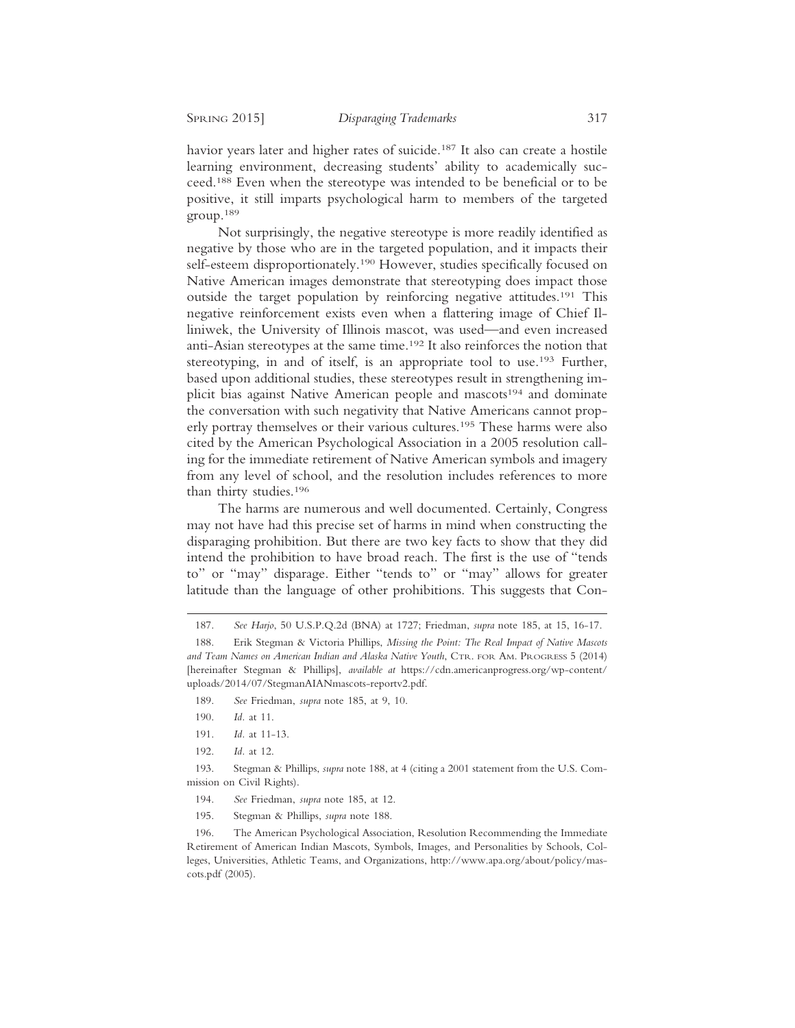havior years later and higher rates of suicide.[187] It also can create a hostile learning environment, decreasing students' ability to academically succeed.[188] Even when the stereotype was intended to be beneficial or to be positive, it still imparts psychological harm to members of the targeted group.[189]

Not surprisingly, the negative stereotype is more readily identified as negative by those who are in the targeted population, and it impacts their self-esteem disproportionately.[190] However, studies specifically focused on Native American images demonstrate that stereotyping does impact those outside the target population by reinforcing negative attitudes.[191] This negative reinforcement exists even when a flattering image of Chief Illiniwek, the University of Illinois mascot, was used—and even increased anti-Asian stereotypes at the same time.[192] It also reinforces the notion that stereotyping, in and of itself, is an appropriate tool to use.[193] Further, based upon additional studies, these stereotypes result in strengthening implicit bias against Native American people and mascots[194] and dominate the conversation with such negativity that Native Americans cannot properly portray themselves or their various cultures.[195] These harms were also cited by the American Psychological Association in a 2005 resolution calling for the immediate retirement of Native American symbols and imagery from any level of school, and the resolution includes references to more than thirty studies.[196]

The harms are numerous and well documented. Certainly, Congress may not have had this precise set of harms in mind when constructing the disparaging prohibition. But there are two key facts to show that they did intend the prohibition to have broad reach. The first is the use of "tends to" or "may" disparage. Either "tends to" or "may" allows for greater latitude than the language of other prohibitions. This suggests that Con-

---

187. *See Harjo*, 50 U.S.P.Q.2d (BNA) at 1727; Friedman, *supra* note 185, at 15, 16-17.

188. Erik Stegman & Victoria Phillips, *Missing the Point: The Real Impact of Native Mascots and Team Names on American Indian and Alaska Native Youth*, Ctr. for Am. Progress 5 (2014) [hereinafter Stegman & Phillips], *available at* https://cdn.americanprogress.org/wp-content/uploads/2014/07/StegmanAIANmascots-reportv2.pdf.

189. *See* Friedman, *supra* note 185, at 9, 10.

190. *Id.* at 11.

191. *Id.* at 11-13.

192. *Id.* at 12.

193. Stegman & Phillips, *supra* note 188, at 4 (citing a 2001 statement from the U.S. Commission on Civil Rights).

194. *See* Friedman, *supra* note 185, at 12.

195. Stegman & Phillips, *supra* note 188.

196. The American Psychological Association, Resolution Recommending the Immediate Retirement of American Indian Mascots, Symbols, Images, and Personalities by Schools, Colleges, Universities, Athletic Teams, and Organizations, http://www.apa.org/about/policy/mascots.pdf (2005).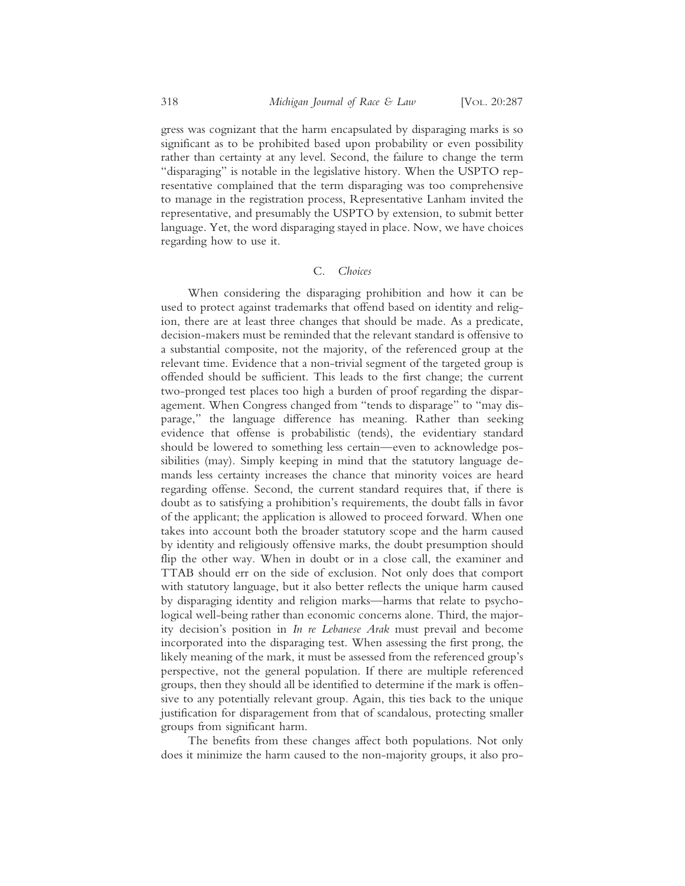gress was cognizant that the harm encapsulated by disparaging marks is so significant as to be prohibited based upon probability or even possibility rather than certainty at any level. Second, the failure to change the term "disparaging" is notable in the legislative history. When the USPTO representative complained that the term disparaging was too comprehensive to manage in the registration process, Representative Lanham invited the representative, and presumably the USPTO by extension, to submit better language. Yet, the word disparaging stayed in place. Now, we have choices regarding how to use it.

### C. *Choices*

When considering the disparaging prohibition and how it can be used to protect against trademarks that offend based on identity and religion, there are at least three changes that should be made. As a predicate, decision-makers must be reminded that the relevant standard is offensive to a substantial composite, not the majority, of the referenced group at the relevant time. Evidence that a non-trivial segment of the targeted group is offended should be sufficient. This leads to the first change; the current two-pronged test places too high a burden of proof regarding the disparagement. When Congress changed from "tends to disparage" to "may disparage," the language difference has meaning. Rather than seeking evidence that offense is probabilistic (tends), the evidentiary standard should be lowered to something less certain—even to acknowledge possibilities (may). Simply keeping in mind that the statutory language demands less certainty increases the chance that minority voices are heard regarding offense. Second, the current standard requires that, if there is doubt as to satisfying a prohibition's requirements, the doubt falls in favor of the applicant; the application is allowed to proceed forward. When one takes into account both the broader statutory scope and the harm caused by identity and religiously offensive marks, the doubt presumption should flip the other way. When in doubt or in a close call, the examiner and TTAB should err on the side of exclusion. Not only does that comport with statutory language, but it also better reflects the unique harm caused by disparaging identity and religion marks—harms that relate to psychological well-being rather than economic concerns alone. Third, the majority decision's position in *In re Lebanese Arak* must prevail and become incorporated into the disparaging test. When assessing the first prong, the likely meaning of the mark, it must be assessed from the referenced group's perspective, not the general population. If there are multiple referenced groups, then they should all be identified to determine if the mark is offensive to any potentially relevant group. Again, this ties back to the unique justification for disparagement from that of scandalous, protecting smaller groups from significant harm.

The benefits from these changes affect both populations. Not only does it minimize the harm caused to the non-majority groups, it also pro-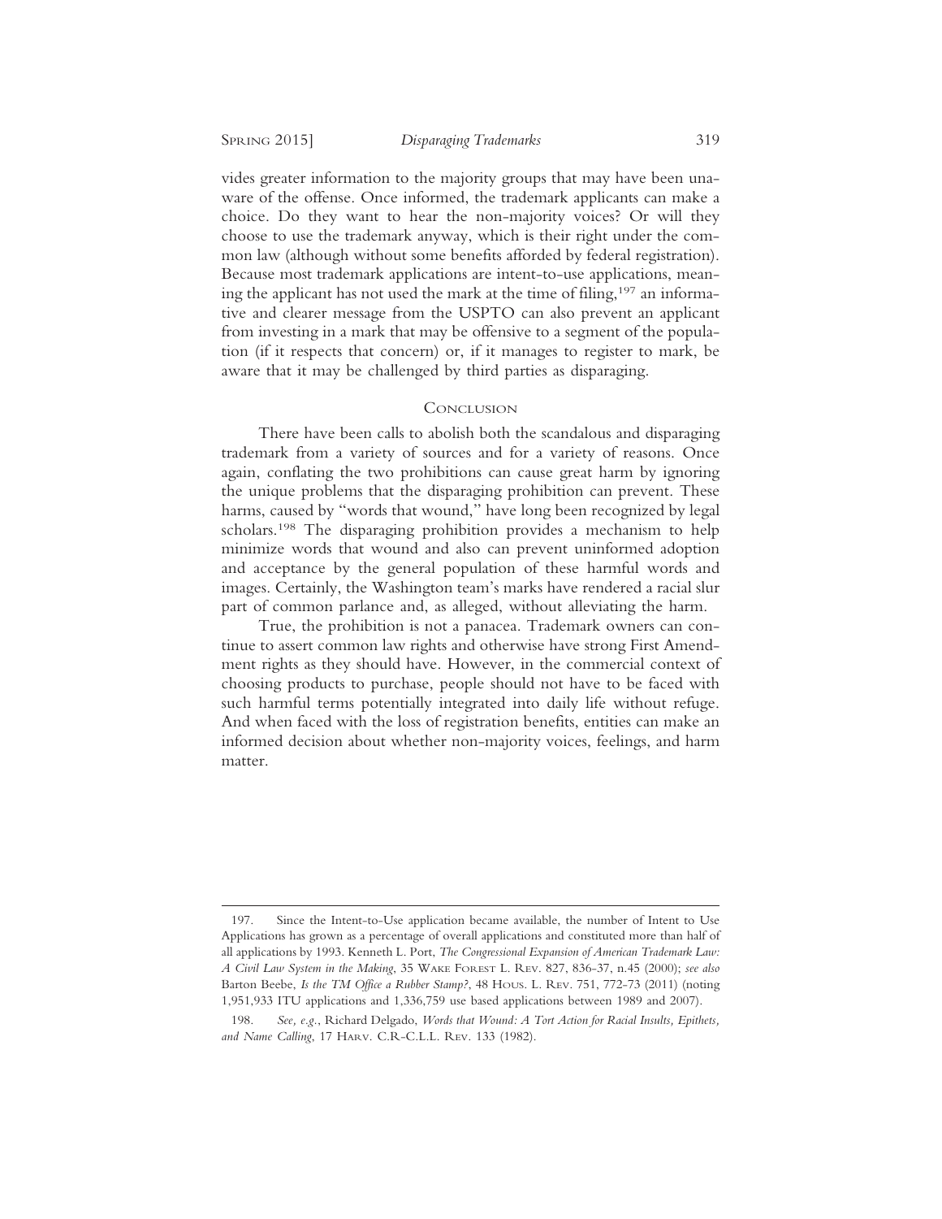vides greater information to the majority groups that may have been unaware of the offense. Once informed, the trademark applicants can make a choice. Do they want to hear the non-majority voices? Or will they choose to use the trademark anyway, which is their right under the common law (although without some benefits afforded by federal registration). Because most trademark applications are intent-to-use applications, meaning the applicant has not used the mark at the time of filing,[197] an informative and clearer message from the USPTO can also prevent an applicant from investing in a mark that may be offensive to a segment of the population (if it respects that concern) or, if it manages to register to mark, be aware that it may be challenged by third parties as disparaging.

## Conclusion

There have been calls to abolish both the scandalous and disparaging trademark from a variety of sources and for a variety of reasons. Once again, conflating the two prohibitions can cause great harm by ignoring the unique problems that the disparaging prohibition can prevent. These harms, caused by "words that wound," have long been recognized by legal scholars.[198] The disparaging prohibition provides a mechanism to help minimize words that wound and also can prevent uninformed adoption and acceptance by the general population of these harmful words and images. Certainly, the Washington team's marks have rendered a racial slur part of common parlance and, as alleged, without alleviating the harm.

True, the prohibition is not a panacea. Trademark owners can continue to assert common law rights and otherwise have strong First Amendment rights as they should have. However, in the commercial context of choosing products to purchase, people should not have to be faced with such harmful terms potentially integrated into daily life without refuge. And when faced with the loss of registration benefits, entities can make an informed decision about whether non-majority voices, feelings, and harm matter.

---

197. Since the Intent-to-Use application became available, the number of Intent to Use Applications has grown as a percentage of overall applications and constituted more than half of all applications by 1993. Kenneth L. Port, *The Congressional Expansion of American Trademark Law: A Civil Law System in the Making*, 35 Wake Forest L. Rev. 827, 836-37, n.45 (2000); *see also* Barton Beebe, *Is the TM Office a Rubber Stamp?*, 48 Hous. L. Rev. 751, 772-73 (2011) (noting 1,951,933 ITU applications and 1,336,759 use based applications between 1989 and 2007).

198. *See, e.g.*, Richard Delgado, *Words that Wound: A Tort Action for Racial Insults, Epithets, and Name Calling*, 17 Harv. C.R-C.L.L. Rev. 133 (1982).